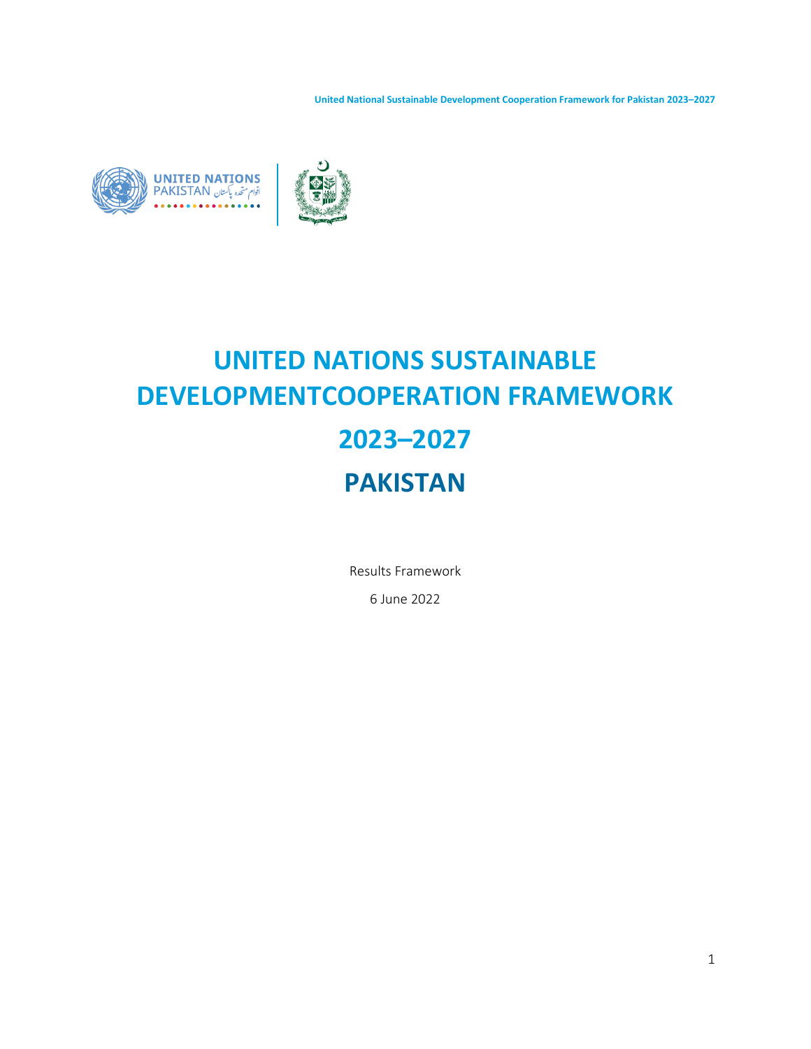# UNITED NATIONS SUSTAINABLE DEVELOPMENTCOOPERATION FRAMEWORK

# 2023–2027

# PAKISTAN

Results Framework

6 June 2022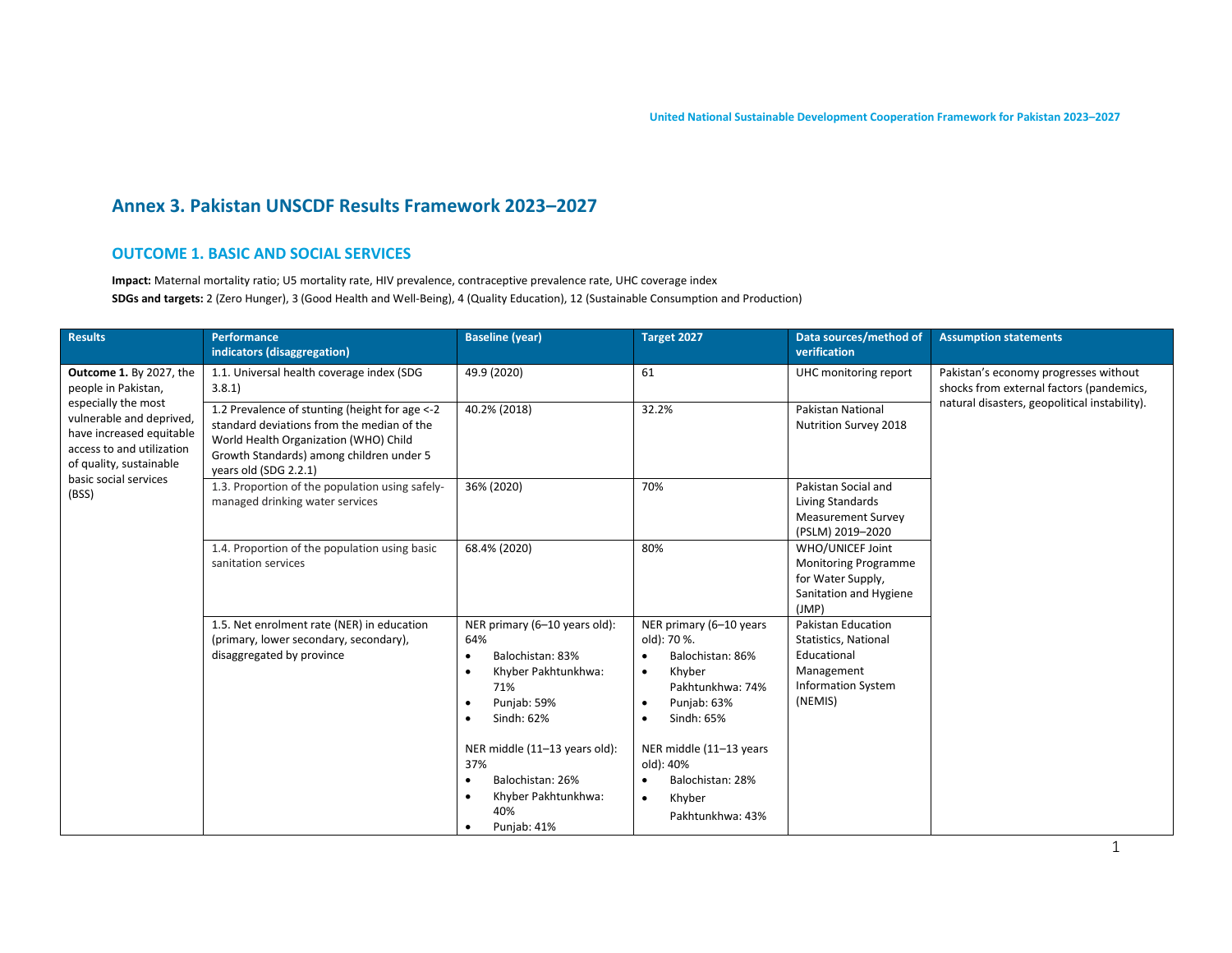## Annex 3. Pakistan UNSCDF Results Framework 2023–2027

### OUTCOME 1. BASIC AND SOCIAL SERVICES

**Impact:** Maternal mortality ratio; U5 mortality rate, HIV prevalence, contraceptive prevalence rate, UHC coverage index

**SDGs and targets:** 2 (Zero Hunger), 3 (Good Health and Well-Being), 4 (Quality Education), 12 (Sustainable Consumption and Production)

| Results | Performance indicators (disaggregation) | Baseline (year) | Target 2027 | Data sources/method of verification | Assumption statements |
|---|---|---|---|---|---|
| **Outcome 1.** By 2027, the people in Pakistan, especially the most vulnerable and deprived, have increased equitable access to and utilization of quality, sustainable basic social services (BSS) | 1.1. Universal health coverage index (SDG 3.8.1) | 49.9 (2020) | 61 | UHC monitoring report | Pakistan's economy progresses without shocks from external factors (pandemics, natural disasters, geopolitical instability). |
| | 1.2 Prevalence of stunting (height for age <-2 standard deviations from the median of the World Health Organization (WHO) Child Growth Standards) among children under 5 years old (SDG 2.2.1) | 40.2% (2018) | 32.2% | Pakistan National Nutrition Survey 2018 | |
| | 1.3. Proportion of the population using safely-managed drinking water services | 36% (2020) | 70% | Pakistan Social and Living Standards Measurement Survey (PSLM) 2019–2020 | |
| | 1.4. Proportion of the population using basic sanitation services | 68.4% (2020) | 80% | WHO/UNICEF Joint Monitoring Programme for Water Supply, Sanitation and Hygiene (JMP) | |
| | 1.5. Net enrolment rate (NER) in education (primary, lower secondary, secondary), disaggregated by province | NER primary (6–10 years old): 64%<br>• Balochistan: 83%<br>• Khyber Pakhtunkhwa: 71%<br>• Punjab: 59%<br>• Sindh: 62%<br><br>NER middle (11–13 years old): 37%<br>• Balochistan: 26%<br>• Khyber Pakhtunkhwa: 40%<br>• Punjab: 41% | NER primary (6–10 years old): 70 %.<br>• Balochistan: 86%<br>• Khyber Pakhtunkhwa: 74%<br>• Punjab: 63%<br>• Sindh: 65%<br><br>NER middle (11–13 years old): 40%<br>• Balochistan: 28%<br>• Khyber Pakhtunkhwa: 43% | Pakistan Education Statistics, National Educational Management Information System (NEMIS) | |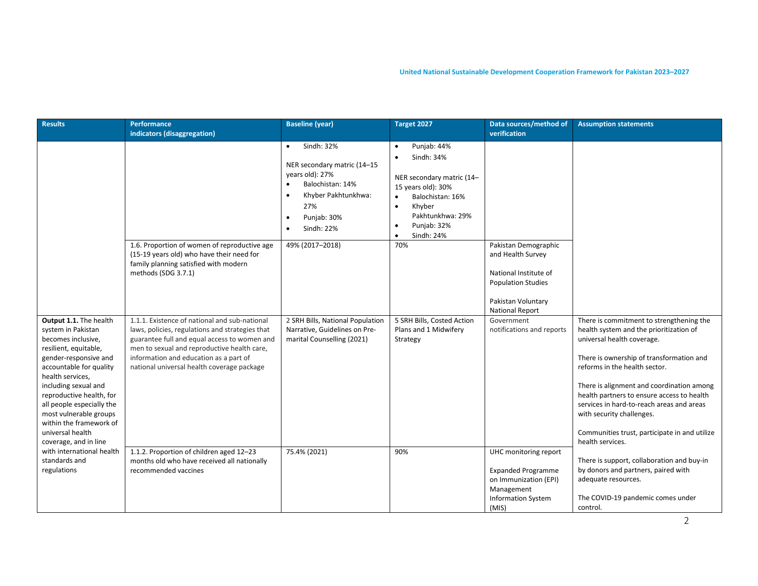| Results | Performance indicators (disaggregation) | Baseline (year) | Target 2027 | Data sources/method of verification | Assumption statements |
|---|---|---|---|---|---|
| | | • Sindh: 32%<br><br>NER secondary matric (14–15 years old): 27%<br>• Balochistan: 14%<br>• Khyber Pakhtunkhwa: 27%<br>• Punjab: 30%<br>• Sindh: 22% | • Punjab: 44%<br>• Sindh: 34%<br><br>NER secondary matric (14–15 years old): 30%<br>• Balochistan: 16%<br>• Khyber Pakhtunkhwa: 29%<br>• Punjab: 32%<br>• Sindh: 24% | | |
| | 1.6. Proportion of women of reproductive age (15-19 years old) who have their need for family planning satisfied with modern methods (SDG 3.7.1) | 49% (2017–2018) | 70% | Pakistan Demographic and Health Survey<br><br>National Institute of Population Studies<br><br>Pakistan Voluntary National Report | |
| **Output 1.1.** The health system in Pakistan becomes inclusive, resilient, equitable, gender-responsive and accountable for quality health services, including sexual and reproductive health, for all people especially the most vulnerable groups within the framework of universal health coverage, and in line with international health standards and regulations | 1.1.1. Existence of national and sub-national laws, policies, regulations and strategies that guarantee full and equal access to women and men to sexual and reproductive health care, information and education as a part of national universal health coverage package | 2 SRH Bills, National Population Narrative, Guidelines on Pre-marital Counselling (2021) | 5 SRH Bills, Costed Action Plans and 1 Midwifery Strategy | Government notifications and reports | There is commitment to strengthening the health system and the prioritization of universal health coverage.<br><br>There is ownership of transformation and reforms in the health sector.<br><br>There is alignment and coordination among health partners to ensure access to health services in hard-to-reach areas and areas with security challenges.<br><br>Communities trust, participate in and utilize health services.<br><br>There is support, collaboration and buy-in by donors and partners, paired with adequate resources.<br><br>The COVID-19 pandemic comes under control. |
| | 1.1.2. Proportion of children aged 12–23 months old who have received all nationally recommended vaccines | 75.4% (2021) | 90% | UHC monitoring report<br><br>Expanded Programme on Immunization (EPI) Management Information System (MIS) | |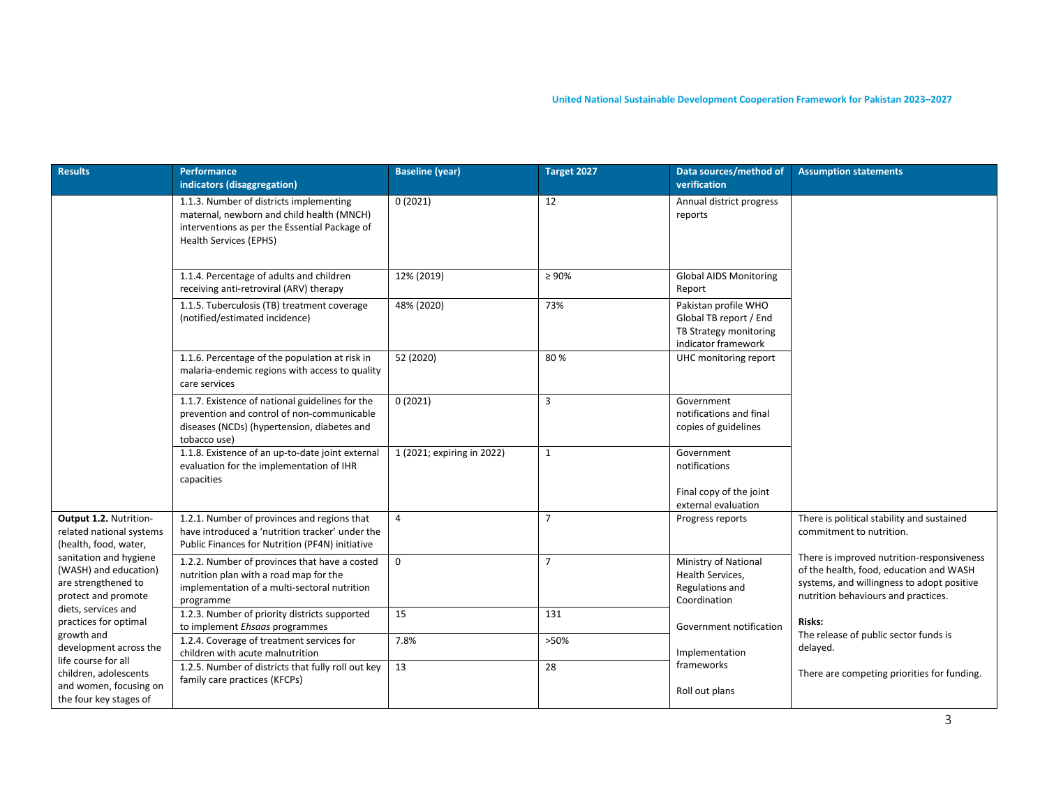| Results | Performance indicators (disaggregation) | Baseline (year) | Target 2027 | Data sources/method of verification | Assumption statements |
| --- | --- | --- | --- | --- | --- |
| | 1.1.3. Number of districts implementing maternal, newborn and child health (MNCH) interventions as per the Essential Package of Health Services (EPHS) | 0 (2021) | 12 | Annual district progress reports | |
| | 1.1.4. Percentage of adults and children receiving anti-retroviral (ARV) therapy | 12% (2019) | ≥ 90% | Global AIDS Monitoring Report | |
| | 1.1.5. Tuberculosis (TB) treatment coverage (notified/estimated incidence) | 48% (2020) | 73% | Pakistan profile WHO Global TB report / End TB Strategy monitoring indicator framework | |
| | 1.1.6. Percentage of the population at risk in malaria-endemic regions with access to quality care services | 52 (2020) | 80 % | UHC monitoring report | |
| | 1.1.7. Existence of national guidelines for the prevention and control of non-communicable diseases (NCDs) (hypertension, diabetes and tobacco use) | 0 (2021) | 3 | Government notifications and final copies of guidelines | |
| | 1.1.8. Existence of an up-to-date joint external evaluation for the implementation of IHR capacities | 1 (2021; expiring in 2022) | 1 | Government notifications<br><br>Final copy of the joint external evaluation | |
| **Output 1.2.** Nutrition-related national systems (health, food, water, sanitation and hygiene (WASH) and education) are strengthened to protect and promote diets, services and practices for optimal growth and development across the life course for all children, adolescents and women, focusing on the four key stages of | 1.2.1. Number of provinces and regions that have introduced a 'nutrition tracker' under the Public Finances for Nutrition (PF4N) initiative | 4 | 7 | Progress reports | There is political stability and sustained commitment to nutrition.<br><br>There is improved nutrition-responsiveness of the health, food, education and WASH systems, and willingness to adopt positive nutrition behaviours and practices.<br><br>**Risks:**<br>The release of public sector funds is delayed.<br><br>There are competing priorities for funding. |
| | 1.2.2. Number of provinces that have a costed nutrition plan with a road map for the implementation of a multi-sectoral nutrition programme | 0 | 7 | Ministry of National Health Services, Regulations and Coordination | |
| | 1.2.3. Number of priority districts supported to implement *Ehsaas* programmes | 15 | 131 | Government notification | |
| | 1.2.4. Coverage of treatment services for children with acute malnutrition | 7.8% | >50% | Implementation frameworks | |
| | 1.2.5. Number of districts that fully roll out key family care practices (KFCPs) | 13 | 28 | Roll out plans | |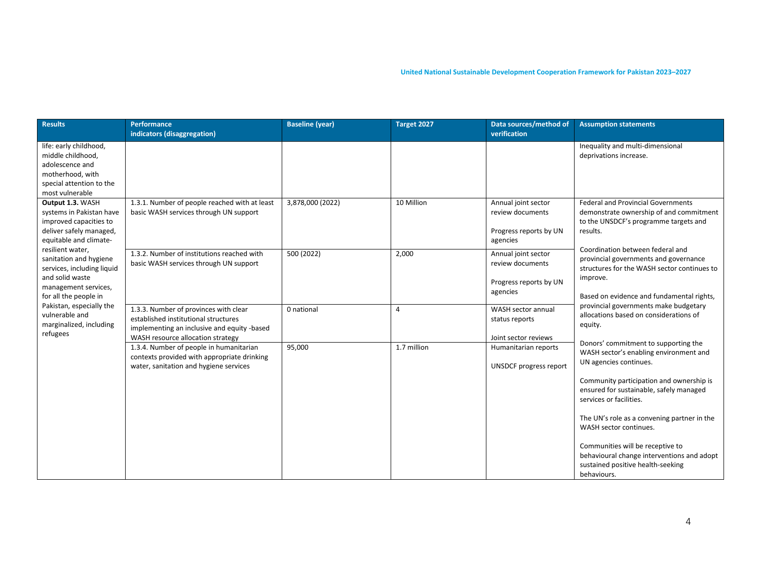| Results | Performance indicators (disaggregation) | Baseline (year) | Target 2027 | Data sources/method of verification | Assumption statements |
|---|---|---|---|---|---|
| life: early childhood, middle childhood, adolescence and motherhood, with special attention to the most vulnerable | | | | | Inequality and multi-dimensional deprivations increase. |
| **Output 1.3.** WASH systems in Pakistan have improved capacities to deliver safely managed, equitable and climate-resilient water, sanitation and hygiene services, including liquid and solid waste management services, for all the people in Pakistan, especially the vulnerable and marginalized, including refugees | 1.3.1. Number of people reached with at least basic WASH services through UN support | 3,878,000 (2022) | 10 Million | Annual joint sector review documents<br><br>Progress reports by UN agencies | Federal and Provincial Governments demonstrate ownership of and commitment to the UNSDCF's programme targets and results.<br><br>Coordination between federal and provincial governments and governance structures for the WASH sector continues to improve.<br><br>Based on evidence and fundamental rights, provincial governments make budgetary allocations based on considerations of equity.<br><br>Donors' commitment to supporting the WASH sector's enabling environment and UN agencies continues.<br><br>Community participation and ownership is ensured for sustainable, safely managed services or facilities.<br><br>The UN's role as a convening partner in the WASH sector continues.<br><br>Communities will be receptive to behavioural change interventions and adopt sustained positive health-seeking behaviours. |
| | 1.3.2. Number of institutions reached with basic WASH services through UN support | 500 (2022) | 2,000 | Annual joint sector review documents<br><br>Progress reports by UN agencies | |
| | 1.3.3. Number of provinces with clear established institutional structures implementing an inclusive and equity -based WASH resource allocation strategy | 0 national | 4 | WASH sector annual status reports<br><br>Joint sector reviews | |
| | 1.3.4. Number of people in humanitarian contexts provided with appropriate drinking water, sanitation and hygiene services | 95,000 | 1.7 million | Humanitarian reports<br><br>UNSDCF progress report | |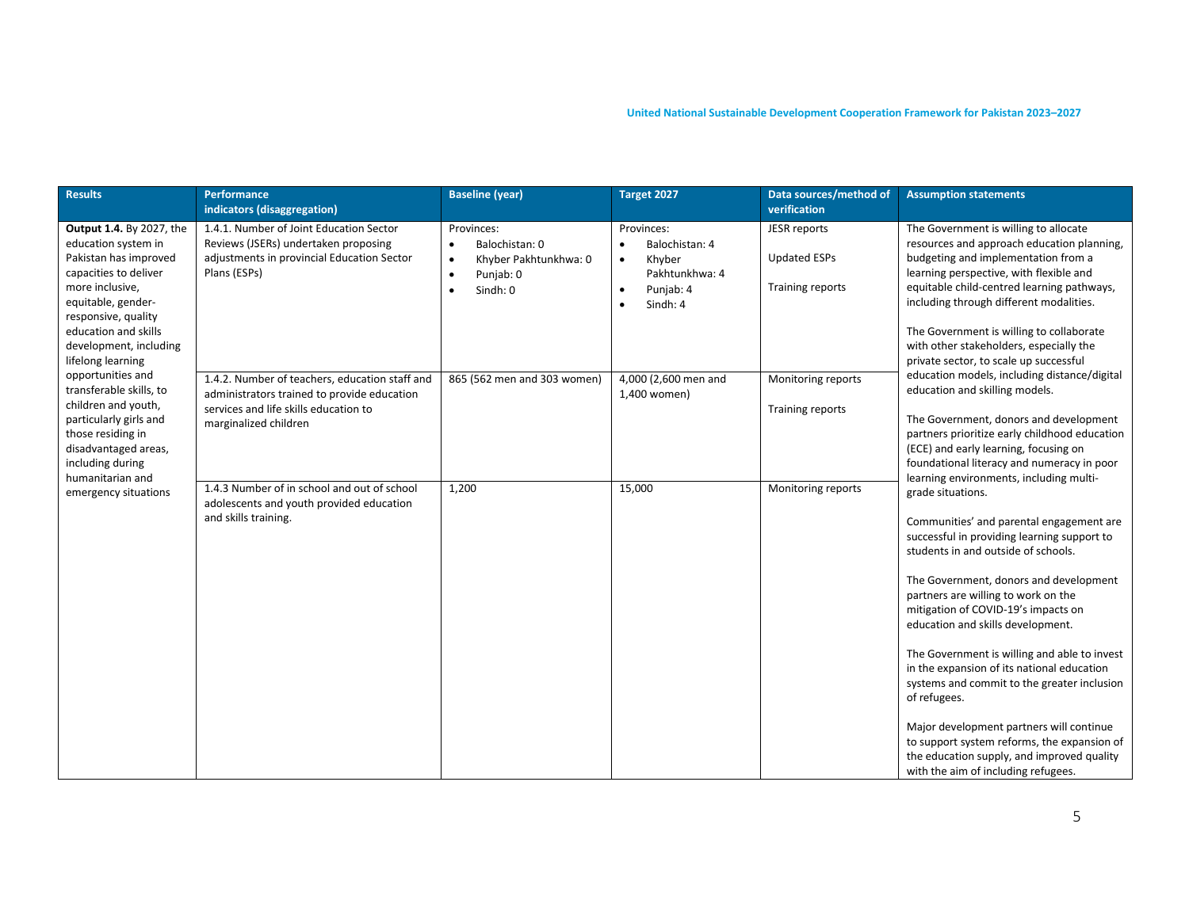| Results | Performance indicators (disaggregation) | Baseline (year) | Target 2027 | Data sources/method of verification | Assumption statements |
|---|---|---|---|---|---|
| **Output 1.4.** By 2027, the education system in Pakistan has improved capacities to deliver more inclusive, equitable, gender-responsive, quality education and skills development, including lifelong learning opportunities and transferable skills, to children and youth, particularly girls and those residing in disadvantaged areas, including during humanitarian and emergency situations | 1.4.1. Number of Joint Education Sector Reviews (JSERs) undertaken proposing adjustments in provincial Education Sector Plans (ESPs) | Provinces:<br>• Balochistan: 0<br>• Khyber Pakhtunkhwa: 0<br>• Punjab: 0<br>• Sindh: 0 | Provinces:<br>• Balochistan: 4<br>• Khyber Pakhtunkhwa: 4<br>• Punjab: 4<br>• Sindh: 4 | JESR reports<br><br>Updated ESPs<br><br>Training reports | The Government is willing to allocate resources and approach education planning, budgeting and implementation from a learning perspective, with flexible and equitable child-centred learning pathways, including through different modalities.<br><br>The Government is willing to collaborate with other stakeholders, especially the private sector, to scale up successful education models, including distance/digital education and skilling models.<br><br>The Government, donors and development partners prioritize early childhood education (ECE) and early learning, focusing on foundational literacy and numeracy in poor learning environments, including multi-grade situations.<br><br>Communities' and parental engagement are successful in providing learning support to students in and outside of schools.<br><br>The Government, donors and development partners are willing to work on the mitigation of COVID-19's impacts on education and skills development.<br><br>The Government is willing and able to invest in the expansion of its national education systems and commit to the greater inclusion of refugees.<br><br>Major development partners will continue to support system reforms, the expansion of the education supply, and improved quality with the aim of including refugees. |
| | 1.4.2. Number of teachers, education staff and administrators trained to provide education services and life skills education to marginalized children | 865 (562 men and 303 women) | 4,000 (2,600 men and 1,400 women) | Monitoring reports<br><br>Training reports | |
| | 1.4.3 Number of in school and out of school adolescents and youth provided education and skills training. | 1,200 | 15,000 | Monitoring reports | |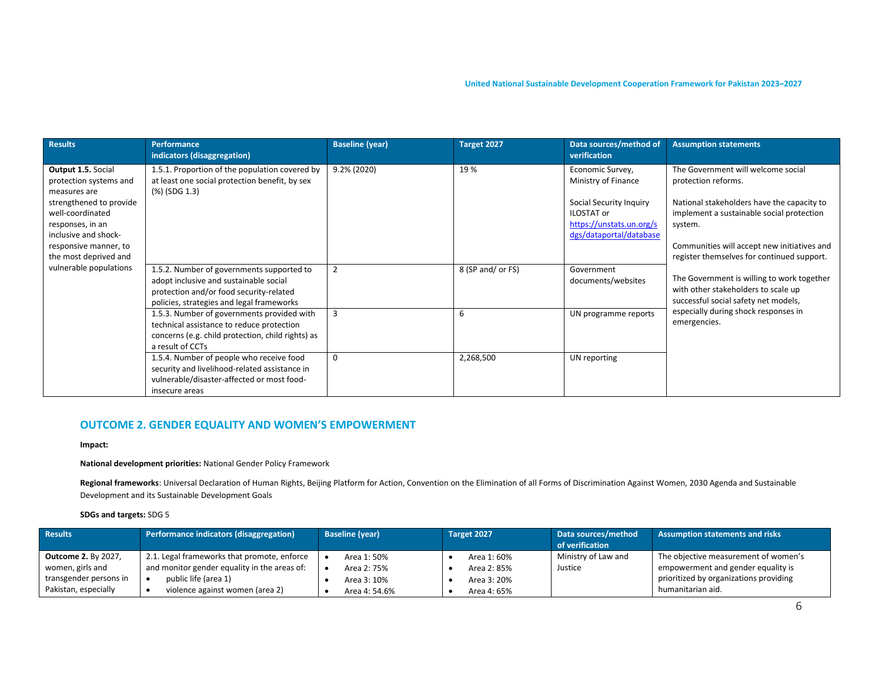| Results | Performance indicators (disaggregation) | Baseline (year) | Target 2027 | Data sources/method of verification | Assumption statements |
|---|---|---|---|---|---|
| **Output 1.5.** Social protection systems and measures are strengthened to provide well-coordinated responses, in an inclusive and shock-responsive manner, to the most deprived and vulnerable populations | 1.5.1. Proportion of the population covered by at least one social protection benefit, by sex (%) (SDG 1.3) | 9.2% (2020) | 19 % | Economic Survey, Ministry of Finance<br><br>Social Security Inquiry ILOSTAT or https://unstats.un.org/sdgs/dataportal/database | The Government will welcome social protection reforms.<br><br>National stakeholders have the capacity to implement a sustainable social protection system.<br><br>Communities will accept new initiatives and register themselves for continued support.<br><br>The Government is willing to work together with other stakeholders to scale up successful social safety net models, especially during shock responses in emergencies. |
| | 1.5.2. Number of governments supported to adopt inclusive and sustainable social protection and/or food security-related policies, strategies and legal frameworks | 2 | 8 (SP and/ or FS) | Government documents/websites | |
| | 1.5.3. Number of governments provided with technical assistance to reduce protection concerns (e.g. child protection, child rights) as a result of CCTs | 3 | 6 | UN programme reports | |
| | 1.5.4. Number of people who receive food security and livelihood-related assistance in vulnerable/disaster-affected or most food-insecure areas | 0 | 2,268,500 | UN reporting | |

## OUTCOME 2. GENDER EQUALITY AND WOMEN'S EMPOWERMENT

**Impact:**

**National development priorities:** National Gender Policy Framework

**Regional frameworks**: Universal Declaration of Human Rights, Beijing Platform for Action, Convention on the Elimination of all Forms of Discrimination Against Women, 2030 Agenda and Sustainable Development and its Sustainable Development Goals

**SDGs and targets:** SDG 5

| Results | Performance indicators (disaggregation) | Baseline (year) | Target 2027 | Data sources/method of verification | Assumption statements and risks |
|---|---|---|---|---|---|
| **Outcome 2.** By 2027, women, girls and transgender persons in Pakistan, especially | 2.1. Legal frameworks that promote, enforce and monitor gender equality in the areas of:<br>• public life (area 1)<br>• violence against women (area 2) | • Area 1: 50%<br>• Area 2: 75%<br>• Area 3: 10%<br>• Area 4: 54.6% | • Area 1: 60%<br>• Area 2: 85%<br>• Area 3: 20%<br>• Area 4: 65% | Ministry of Law and Justice | The objective measurement of women's empowerment and gender equality is prioritized by organizations providing humanitarian aid. |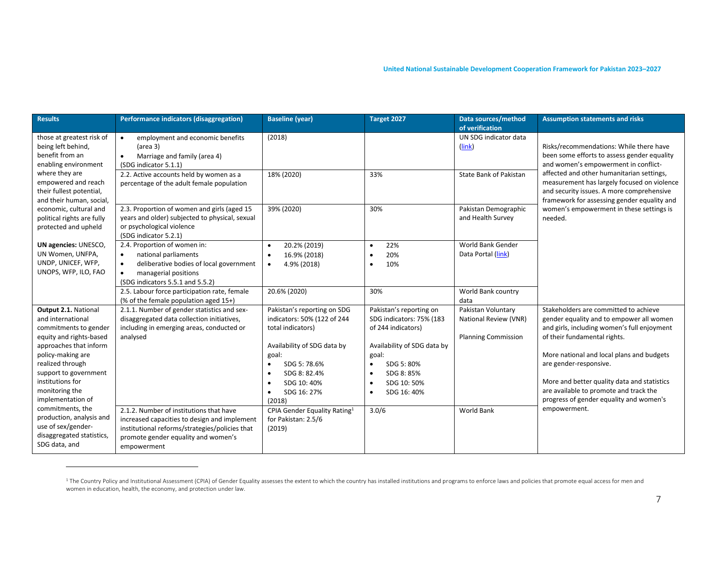| Results | Performance indicators (disaggregation) | Baseline (year) | Target 2027 | Data sources/method of verification | Assumption statements and risks |
|---|---|---|---|---|---|
| those at greatest risk of being left behind, benefit from an enabling environment where they are empowered and reach their fullest potential, and their human, social, economic, cultural and political rights are fully protected and upheld<br><br>**UN agencies:** UNESCO, UN Women, UNFPA, UNDP, UNICEF, WFP, UNOPS, WFP, ILO, FAO | • employment and economic benefits (area 3)<br>• Marriage and family (area 4)<br>(SDG indicator 5.1.1) | (2018) | | UN SDG indicator data (link) | Risks/recommendations: While there have been some efforts to assess gender equality and women's empowerment in conflict-affected and other humanitarian settings, measurement has largely focused on violence and security issues. A more comprehensive framework for assessing gender equality and women's empowerment in these settings is needed. |
| | 2.2. Active accounts held by women as a percentage of the adult female population | 18% (2020) | 33% | State Bank of Pakistan | |
| | 2.3. Proportion of women and girls (aged 15 years and older) subjected to physical, sexual or psychological violence<br>(SDG indicator 5.2.1) | 39% (2020) | 30% | Pakistan Demographic and Health Survey | |
| | 2.4. Proportion of women in:<br>• national parliaments<br>• deliberative bodies of local government<br>• managerial positions<br>(SDG indicators 5.5.1 and 5.5.2) | • 20.2% (2019)<br>• 16.9% (2018)<br>• 4.9% (2018) | • 22%<br>• 20%<br>• 10% | World Bank Gender Data Portal (link) | |
| | 2.5. Labour force participation rate, female (% of the female population aged 15+) | 20.6% (2020) | 30% | World Bank country data | |
| **Output 2.1.** National and international commitments to gender equity and rights-based approaches that inform policy-making are realized through support to government institutions for monitoring the implementation of commitments, the production, analysis and use of sex/gender-disaggregated statistics, SDG data, and | 2.1.1. Number of gender statistics and sex-disaggregated data collection initiatives, including in emerging areas, conducted or analysed | Pakistan's reporting on SDG indicators: 50% (122 of 244 total indicators)<br><br>Availability of SDG data by goal:<br>• SDG 5: 78.6%<br>• SDG 8: 82.4%<br>• SDG 10: 40%<br>• SDG 16: 27%<br>(2018) | Pakistan's reporting on SDG indicators: 75% (183 of 244 indicators)<br><br>Availability of SDG data by goal:<br>• SDG 5: 80%<br>• SDG 8: 85%<br>• SDG 10: 50%<br>• SDG 16: 40% | Pakistan Voluntary National Review (VNR)<br><br>Planning Commission | Stakeholders are committed to achieve gender equality and to empower all women and girls, including women's full enjoyment of their fundamental rights.<br><br>More national and local plans and budgets are gender-responsive.<br><br>More and better quality data and statistics are available to promote and track the progress of gender equality and women's empowerment. |
| | 2.1.2. Number of institutions that have increased capacities to design and implement institutional reforms/strategies/policies that promote gender equality and women's empowerment | CPIA Gender Equality Rating[1] for Pakistan: 2.5/6 (2019) | 3.0/6 | World Bank | |

[1] The Country Policy and Institutional Assessment (CPIA) of Gender Equality assesses the extent to which the country has installed institutions and programs to enforce laws and policies that promote equal access for men and women in education, health, the economy, and protection under law.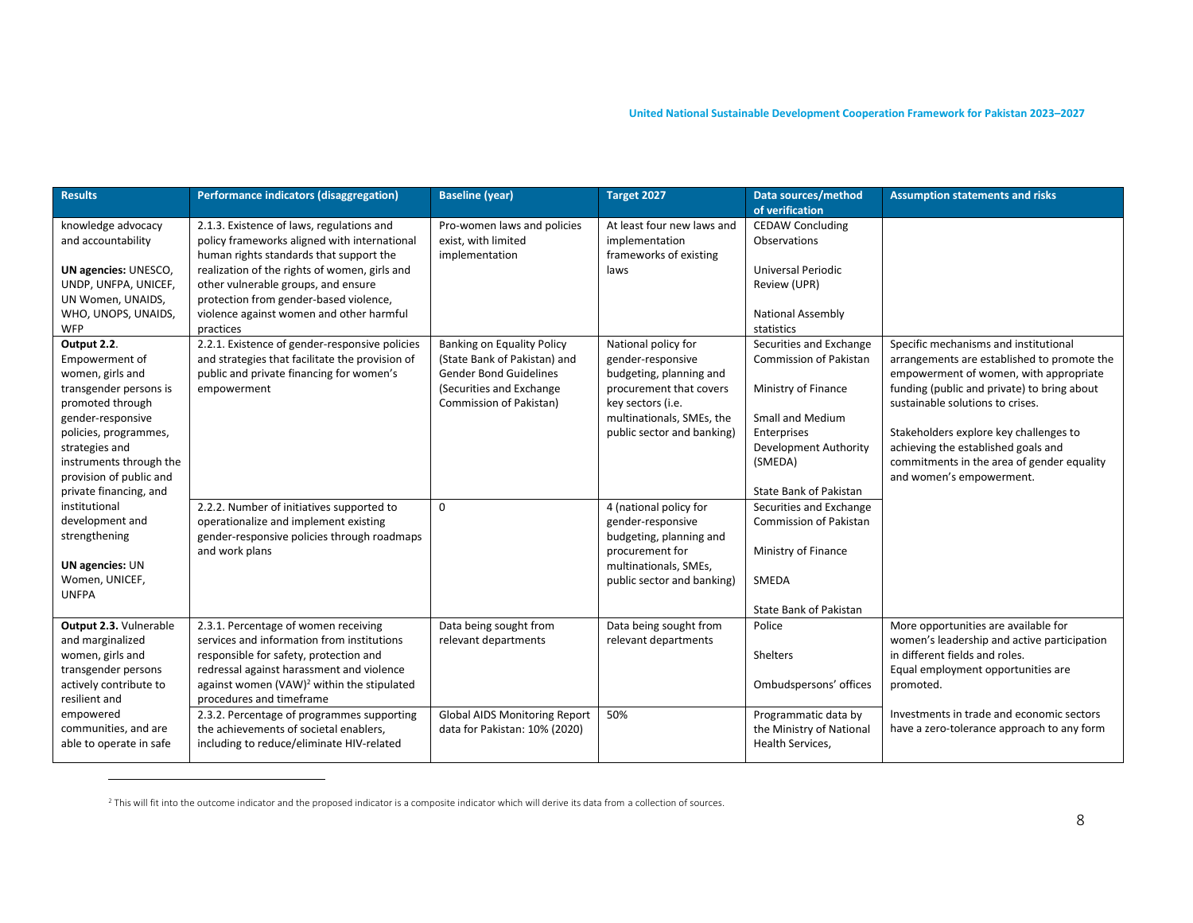| Results | Performance indicators (disaggregation) | Baseline (year) | Target 2027 | Data sources/method of verification | Assumption statements and risks |
|---|---|---|---|---|---|
| knowledge advocacy and accountability<br><br>**UN agencies:** UNESCO, UNDP, UNFPA, UNICEF, UN Women, UNAIDS, WHO, UNOPS, UNAIDS, WFP | 2.1.3. Existence of laws, regulations and policy frameworks aligned with international human rights standards that support the realization of the rights of women, girls and other vulnerable groups, and ensure protection from gender-based violence, violence against women and other harmful practices | Pro-women laws and policies exist, with limited implementation | At least four new laws and implementation frameworks of existing laws | CEDAW Concluding Observations<br><br>Universal Periodic Review (UPR)<br><br>National Assembly statistics | |
| **Output 2.2**. Empowerment of women, girls and transgender persons is promoted through gender-responsive policies, programmes, strategies and instruments through the provision of public and private financing, and institutional development and strengthening<br><br>**UN agencies:** UN Women, UNICEF, UNFPA | 2.2.1. Existence of gender-responsive policies and strategies that facilitate the provision of public and private financing for women's empowerment | Banking on Equality Policy (State Bank of Pakistan) and Gender Bond Guidelines (Securities and Exchange Commission of Pakistan) | National policy for gender-responsive budgeting, planning and procurement that covers key sectors (i.e. multinationals, SMEs, the public sector and banking) | Securities and Exchange Commission of Pakistan<br><br>Ministry of Finance<br><br>Small and Medium Enterprises Development Authority (SMEDA)<br><br>State Bank of Pakistan | Specific mechanisms and institutional arrangements are established to promote the empowerment of women, with appropriate funding (public and private) to bring about sustainable solutions to crises.<br><br>Stakeholders explore key challenges to achieving the established goals and commitments in the area of gender equality and women's empowerment. |
| | 2.2.2. Number of initiatives supported to operationalize and implement existing gender-responsive policies through roadmaps and work plans | 0 | 4 (national policy for gender-responsive budgeting, planning and procurement for multinationals, SMEs, public sector and banking) | Securities and Exchange Commission of Pakistan<br><br>Ministry of Finance<br><br>SMEDA<br><br>State Bank of Pakistan | |
| **Output 2.3.** Vulnerable and marginalized women, girls and transgender persons actively contribute to resilient and empowered communities, and are able to operate in safe | 2.3.1. Percentage of women receiving services and information from institutions responsible for safety, protection and redressal against harassment and violence against women (VAW)[2] within the stipulated procedures and timeframe | Data being sought from relevant departments | Data being sought from relevant departments | Police<br><br>Shelters<br><br>Ombudspersons' offices | More opportunities are available for women's leadership and active participation in different fields and roles.<br>Equal employment opportunities are promoted. |
| | 2.3.2. Percentage of programmes supporting the achievements of societal enablers, including to reduce/eliminate HIV-related | Global AIDS Monitoring Report data for Pakistan: 10% (2020) | 50% | Programmatic data by the Ministry of National Health Services, | Investments in trade and economic sectors have a zero-tolerance approach to any form |

[2] This will fit into the outcome indicator and the proposed indicator is a composite indicator which will derive its data from a collection of sources.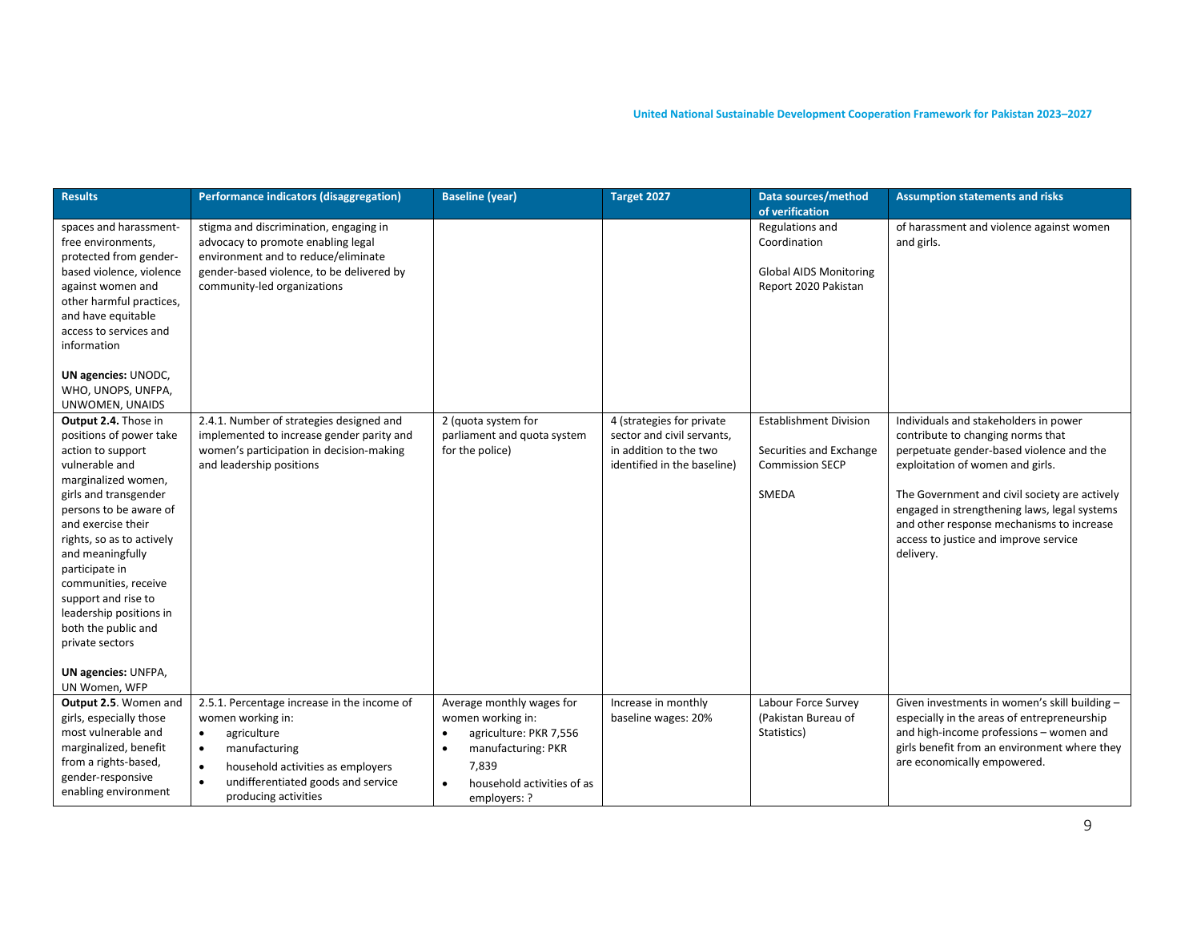| Results | Performance indicators (disaggregation) | Baseline (year) | Target 2027 | Data sources/method of verification | Assumption statements and risks |
|---|---|---|---|---|---|
| spaces and harassment-free environments, protected from gender-based violence, violence against women and other harmful practices, and have equitable access to services and information<br><br>**UN agencies:** UNODC, WHO, UNOPS, UNFPA, UNWOMEN, UNAIDS | stigma and discrimination, engaging in advocacy to promote enabling legal environment and to reduce/eliminate gender-based violence, to be delivered by community-led organizations | | | Regulations and Coordination<br><br>Global AIDS Monitoring Report 2020 Pakistan | of harassment and violence against women and girls. |
| **Output 2.4.** Those in positions of power take action to support vulnerable and marginalized women, girls and transgender persons to be aware of and exercise their rights, so as to actively and meaningfully participate in communities, receive support and rise to leadership positions in both the public and private sectors<br><br>**UN agencies:** UNFPA, UN Women, WFP | 2.4.1. Number of strategies designed and implemented to increase gender parity and women's participation in decision-making and leadership positions | 2 (quota system for parliament and quota system for the police) | 4 (strategies for private sector and civil servants, in addition to the two identified in the baseline) | Establishment Division<br><br>Securities and Exchange Commission SECP<br><br>SMEDA | Individuals and stakeholders in power contribute to changing norms that perpetuate gender-based violence and the exploitation of women and girls.<br><br>The Government and civil society are actively engaged in strengthening laws, legal systems and other response mechanisms to increase access to justice and improve service delivery. |
| **Output 2.5**. Women and girls, especially those most vulnerable and marginalized, benefit from a rights-based, gender-responsive enabling environment | 2.5.1. Percentage increase in the income of women working in:<br>• agriculture<br>• manufacturing<br>• household activities as employers<br>• undifferentiated goods and service producing activities | Average monthly wages for women working in:<br>• agriculture: PKR 7,556<br>• manufacturing: PKR 7,839<br>• household activities of as employers: ? | Increase in monthly baseline wages: 20% | Labour Force Survey (Pakistan Bureau of Statistics) | Given investments in women's skill building – especially in the areas of entrepreneurship and high-income professions – women and girls benefit from an environment where they are economically empowered. |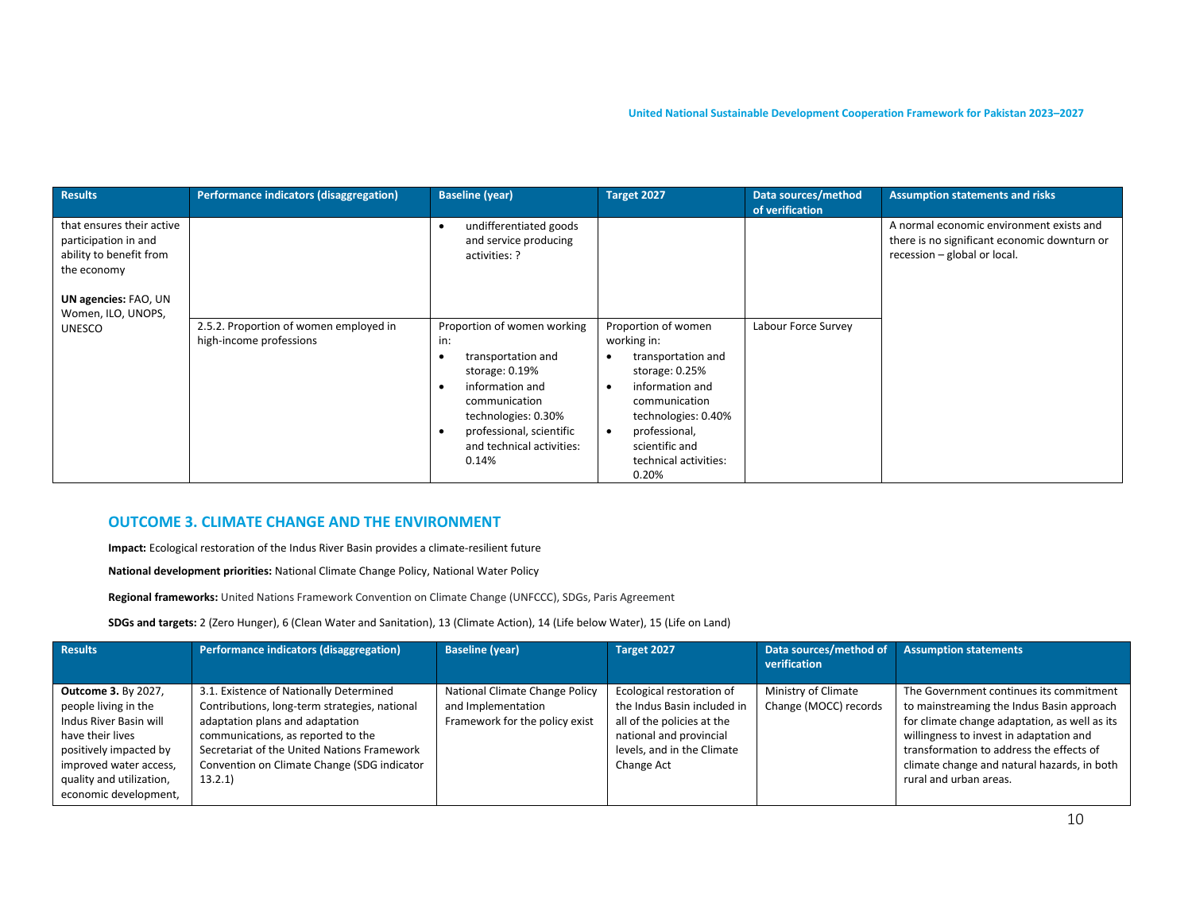| Results | Performance indicators (disaggregation) | Baseline (year) | Target 2027 | Data sources/method of verification | Assumption statements and risks |
|---|---|---|---|---|---|
| that ensures their active participation in and ability to benefit from the economy<br><br>**UN agencies:** FAO, UN Women, ILO, UNOPS, UNESCO | | • undifferentiated goods and service producing activities: ? | | | A normal economic environment exists and there is no significant economic downturn or recession – global or local. |
| | 2.5.2. Proportion of women employed in high-income professions | Proportion of women working in:<br>• transportation and storage: 0.19%<br>• information and communication technologies: 0.30%<br>• professional, scientific and technical activities: 0.14% | Proportion of women working in:<br>• transportation and storage: 0.25%<br>• information and communication technologies: 0.40%<br>• professional, scientific and technical activities: 0.20% | Labour Force Survey | |

## OUTCOME 3. CLIMATE CHANGE AND THE ENVIRONMENT

**Impact:** Ecological restoration of the Indus River Basin provides a climate-resilient future

**National development priorities:** National Climate Change Policy, National Water Policy

**Regional frameworks:** United Nations Framework Convention on Climate Change (UNFCCC), SDGs, Paris Agreement

**SDGs and targets:** 2 (Zero Hunger), 6 (Clean Water and Sanitation), 13 (Climate Action), 14 (Life below Water), 15 (Life on Land)

| Results | Performance indicators (disaggregation) | Baseline (year) | Target 2027 | Data sources/method of verification | Assumption statements |
|---|---|---|---|---|---|
| **Outcome 3.** By 2027, people living in the Indus River Basin will have their lives positively impacted by improved water access, quality and utilization, economic development, | 3.1. Existence of Nationally Determined Contributions, long-term strategies, national adaptation plans and adaptation communications, as reported to the Secretariat of the United Nations Framework Convention on Climate Change (SDG indicator 13.2.1) | National Climate Change Policy and Implementation Framework for the policy exist | Ecological restoration of the Indus Basin included in all of the policies at the national and provincial levels, and in the Climate Change Act | Ministry of Climate Change (MOCC) records | The Government continues its commitment to mainstreaming the Indus Basin approach for climate change adaptation, as well as its willingness to invest in adaptation and transformation to address the effects of climate change and natural hazards, in both rural and urban areas. |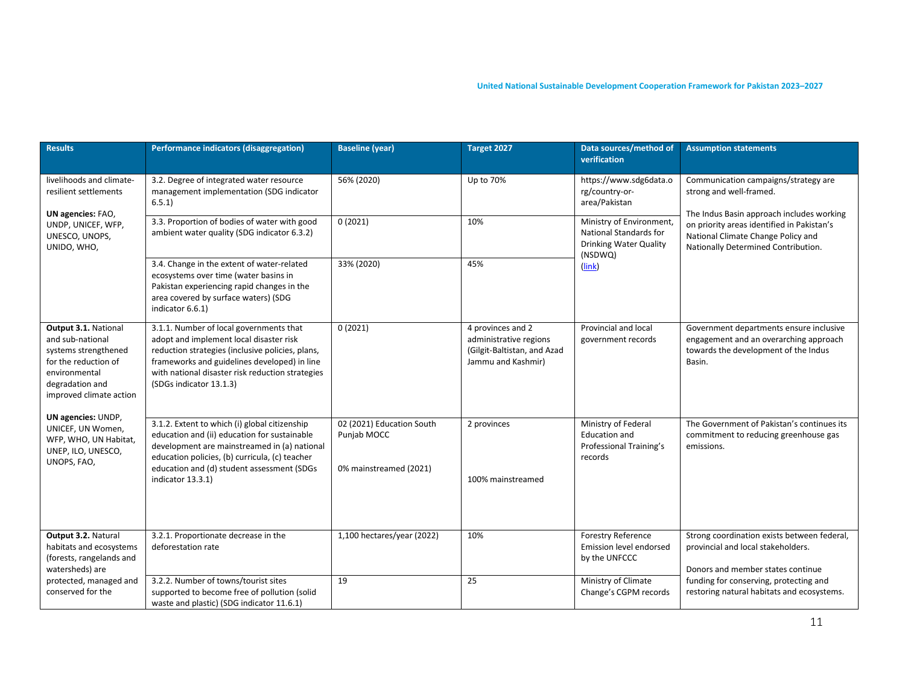| Results | Performance indicators (disaggregation) | Baseline (year) | Target 2027 | Data sources/method of verification | Assumption statements |
|---|---|---|---|---|---|
| livelihoods and climate-resilient settlements<br><br>**UN agencies:** FAO, UNDP, UNICEF, WFP, UNESCO, UNOPS, UNIDO, WHO, | 3.2. Degree of integrated water resource management implementation (SDG indicator 6.5.1) | 56% (2020) | Up to 70% | https://www.sdg6data.org/country-or-area/Pakistan | Communication campaigns/strategy are strong and well-framed.<br><br>The Indus Basin approach includes working on priority areas identified in Pakistan's National Climate Change Policy and Nationally Determined Contribution. |
| | 3.3. Proportion of bodies of water with good ambient water quality (SDG indicator 6.3.2) | 0 (2021) | 10% | Ministry of Environment, National Standards for Drinking Water Quality (NSDWQ)<br>(link) | |
| | 3.4. Change in the extent of water-related ecosystems over time (water basins in Pakistan experiencing rapid changes in the area covered by surface waters) (SDG indicator 6.6.1) | 33% (2020) | 45% | | |
| **Output 3.1.** National and sub-national systems strengthened for the reduction of environmental degradation and improved climate action<br><br>**UN agencies:** UNDP, UNICEF, UN Women, WFP, WHO, UN Habitat, UNEP, ILO, UNESCO, UNOPS, FAO, | 3.1.1. Number of local governments that adopt and implement local disaster risk reduction strategies (inclusive policies, plans, frameworks and guidelines developed) in line with national disaster risk reduction strategies (SDGs indicator 13.1.3) | 0 (2021) | 4 provinces and 2 administrative regions (Gilgit-Baltistan, and Azad Jammu and Kashmir) | Provincial and local government records | Government departments ensure inclusive engagement and an overarching approach towards the development of the Indus Basin. |
| | 3.1.2. Extent to which (i) global citizenship education and (ii) education for sustainable development are mainstreamed in (a) national education policies, (b) curricula, (c) teacher education and (d) student assessment (SDGs indicator 13.3.1) | 02 (2021) Education South Punjab MOCC<br><br>0% mainstreamed (2021) | 2 provinces<br><br>100% mainstreamed | Ministry of Federal Education and Professional Training's records | The Government of Pakistan's continues its commitment to reducing greenhouse gas emissions. |
| **Output 3.2.** Natural habitats and ecosystems (forests, rangelands and watersheds) are protected, managed and conserved for the | 3.2.1. Proportionate decrease in the deforestation rate | 1,100 hectares/year (2022) | 10% | Forestry Reference Emission level endorsed by the UNFCCC | Strong coordination exists between federal, provincial and local stakeholders.<br><br>Donors and member states continue funding for conserving, protecting and restoring natural habitats and ecosystems. |
| | 3.2.2. Number of towns/tourist sites supported to become free of pollution (solid waste and plastic) (SDG indicator 11.6.1) | 19 | 25 | Ministry of Climate Change's CGPM records | |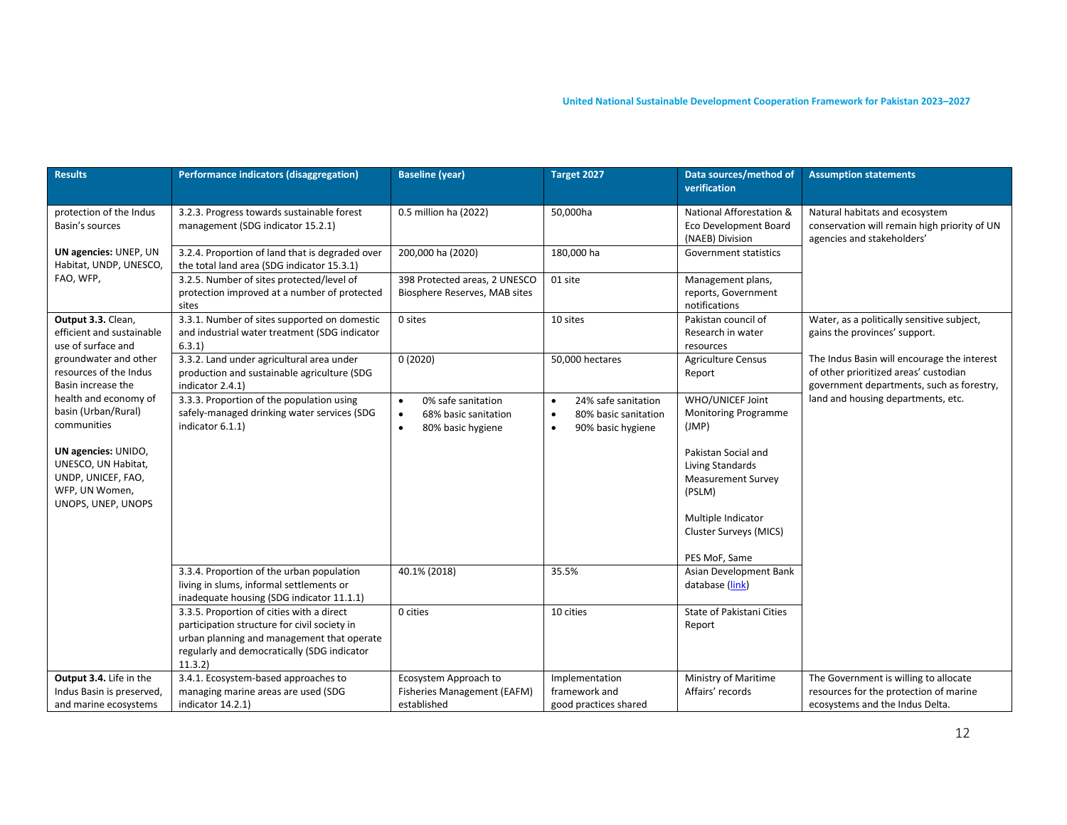| Results | Performance indicators (disaggregation) | Baseline (year) | Target 2027 | Data sources/method of verification | Assumption statements |
|---|---|---|---|---|---|
| protection of the Indus Basin's sources<br><br>**UN agencies:** UNEP, UN Habitat, UNDP, UNESCO, FAO, WFP, | 3.2.3. Progress towards sustainable forest management (SDG indicator 15.2.1) | 0.5 million ha (2022) | 50,000ha | National Afforestation & Eco Development Board (NAEB) Division | Natural habitats and ecosystem conservation will remain high priority of UN agencies and stakeholders' |
| | 3.2.4. Proportion of land that is degraded over the total land area (SDG indicator 15.3.1) | 200,000 ha (2020) | 180,000 ha | Government statistics | |
| | 3.2.5. Number of sites protected/level of protection improved at a number of protected sites | 398 Protected areas, 2 UNESCO Biosphere Reserves, MAB sites | 01 site | Management plans, reports, Government notifications | |
| **Output 3.3.** Clean, efficient and sustainable use of surface and groundwater and other resources of the Indus Basin increase the health and economy of basin (Urban/Rural) communities<br><br>**UN agencies:** UNIDO, UNESCO, UN Habitat, UNDP, UNICEF, FAO, WFP, UN Women, UNOPS, UNEP, UNOPS | 3.3.1. Number of sites supported on domestic and industrial water treatment (SDG indicator 6.3.1) | 0 sites | 10 sites | Pakistan council of Research in water resources | Water, as a politically sensitive subject, gains the provinces' support.<br><br>The Indus Basin will encourage the interest of other prioritized areas' custodian government departments, such as forestry, land and housing departments, etc. |
| | 3.3.2. Land under agricultural area under production and sustainable agriculture (SDG indicator 2.4.1) | 0 (2020) | 50,000 hectares | Agriculture Census Report | |
| | 3.3.3. Proportion of the population using safely-managed drinking water services (SDG indicator 6.1.1) | • 0% safe sanitation<br>• 68% basic sanitation<br>• 80% basic hygiene | • 24% safe sanitation<br>• 80% basic sanitation<br>• 90% basic hygiene | WHO/UNICEF Joint Monitoring Programme (JMP)<br><br>Pakistan Social and Living Standards Measurement Survey (PSLM)<br><br>Multiple Indicator Cluster Surveys (MICS)<br><br>PES MoF, Same | |
| | 3.3.4. Proportion of the urban population living in slums, informal settlements or inadequate housing (SDG indicator 11.1.1) | 40.1% (2018) | 35.5% | Asian Development Bank database (link) | |
| | 3.3.5. Proportion of cities with a direct participation structure for civil society in urban planning and management that operate regularly and democratically (SDG indicator 11.3.2) | 0 cities | 10 cities | State of Pakistani Cities Report | |
| **Output 3.4.** Life in the Indus Basin is preserved, and marine ecosystems | 3.4.1. Ecosystem-based approaches to managing marine areas are used (SDG indicator 14.2.1) | Ecosystem Approach to Fisheries Management (EAFM) established | Implementation framework and good practices shared | Ministry of Maritime Affairs' records | The Government is willing to allocate resources for the protection of marine ecosystems and the Indus Delta. |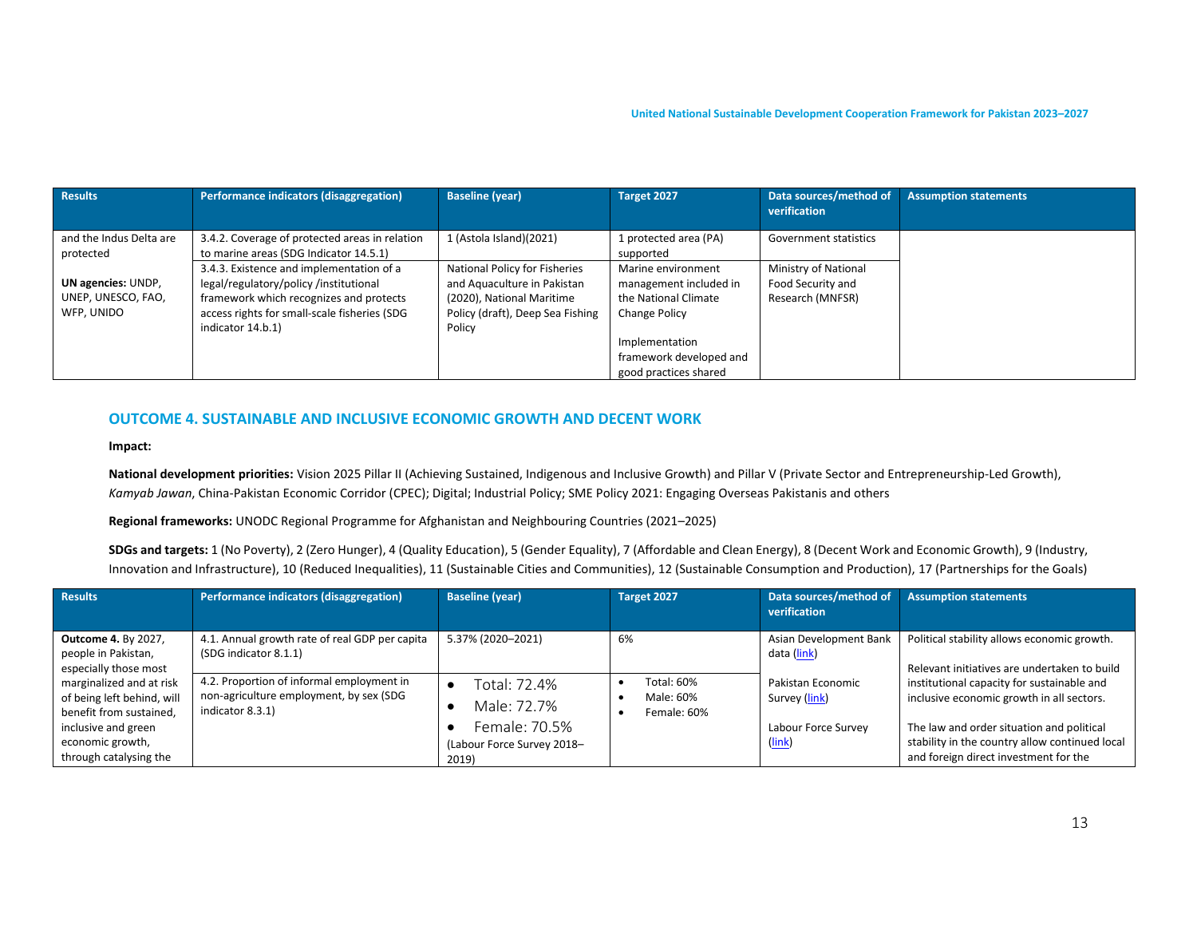| Results | Performance indicators (disaggregation) | Baseline (year) | Target 2027 | Data sources/method of verification | Assumption statements |
|---|---|---|---|---|---|
| and the Indus Delta are protected<br><br>**UN agencies:** UNDP, UNEP, UNESCO, FAO, WFP, UNIDO | 3.4.2. Coverage of protected areas in relation to marine areas (SDG Indicator 14.5.1) | 1 (Astola Island)(2021) | 1 protected area (PA) supported | Government statistics | |
| | 3.4.3. Existence and implementation of a legal/regulatory/policy /institutional framework which recognizes and protects access rights for small-scale fisheries (SDG indicator 14.b.1) | National Policy for Fisheries and Aquaculture in Pakistan (2020), National Maritime Policy (draft), Deep Sea Fishing Policy | Marine environment management included in the National Climate Change Policy<br><br>Implementation framework developed and good practices shared | Ministry of National Food Security and Research (MNFSR) | |

## OUTCOME 4. SUSTAINABLE AND INCLUSIVE ECONOMIC GROWTH AND DECENT WORK

**Impact:**

**National development priorities:** Vision 2025 Pillar II (Achieving Sustained, Indigenous and Inclusive Growth) and Pillar V (Private Sector and Entrepreneurship-Led Growth), *Kamyab Jawan*, China-Pakistan Economic Corridor (CPEC); Digital; Industrial Policy; SME Policy 2021: Engaging Overseas Pakistanis and others

**Regional frameworks:** UNODC Regional Programme for Afghanistan and Neighbouring Countries (2021–2025)

**SDGs and targets:** 1 (No Poverty), 2 (Zero Hunger), 4 (Quality Education), 5 (Gender Equality), 7 (Affordable and Clean Energy), 8 (Decent Work and Economic Growth), 9 (Industry, Innovation and Infrastructure), 10 (Reduced Inequalities), 11 (Sustainable Cities and Communities), 12 (Sustainable Consumption and Production), 17 (Partnerships for the Goals)

| Results | Performance indicators (disaggregation) | Baseline (year) | Target 2027 | Data sources/method of verification | Assumption statements |
|---|---|---|---|---|---|
| **Outcome 4.** By 2027, people in Pakistan, especially those most marginalized and at risk of being left behind, will benefit from sustained, inclusive and green economic growth, through catalysing the | 4.1. Annual growth rate of real GDP per capita (SDG indicator 8.1.1) | 5.37% (2020–2021) | 6% | Asian Development Bank data (link)<br><br>Pakistan Economic Survey (link)<br><br>Labour Force Survey (link) | Political stability allows economic growth.<br><br>Relevant initiatives are undertaken to build institutional capacity for sustainable and inclusive economic growth in all sectors.<br><br>The law and order situation and political stability in the country allow continued local and foreign direct investment for the |
| | 4.2. Proportion of informal employment in non-agriculture employment, by sex (SDG indicator 8.3.1) | • Total: 72.4%<br>• Male: 72.7%<br>• Female: 70.5%<br>(Labour Force Survey 2018–2019) | • Total: 60%<br>• Male: 60%<br>• Female: 60% | | |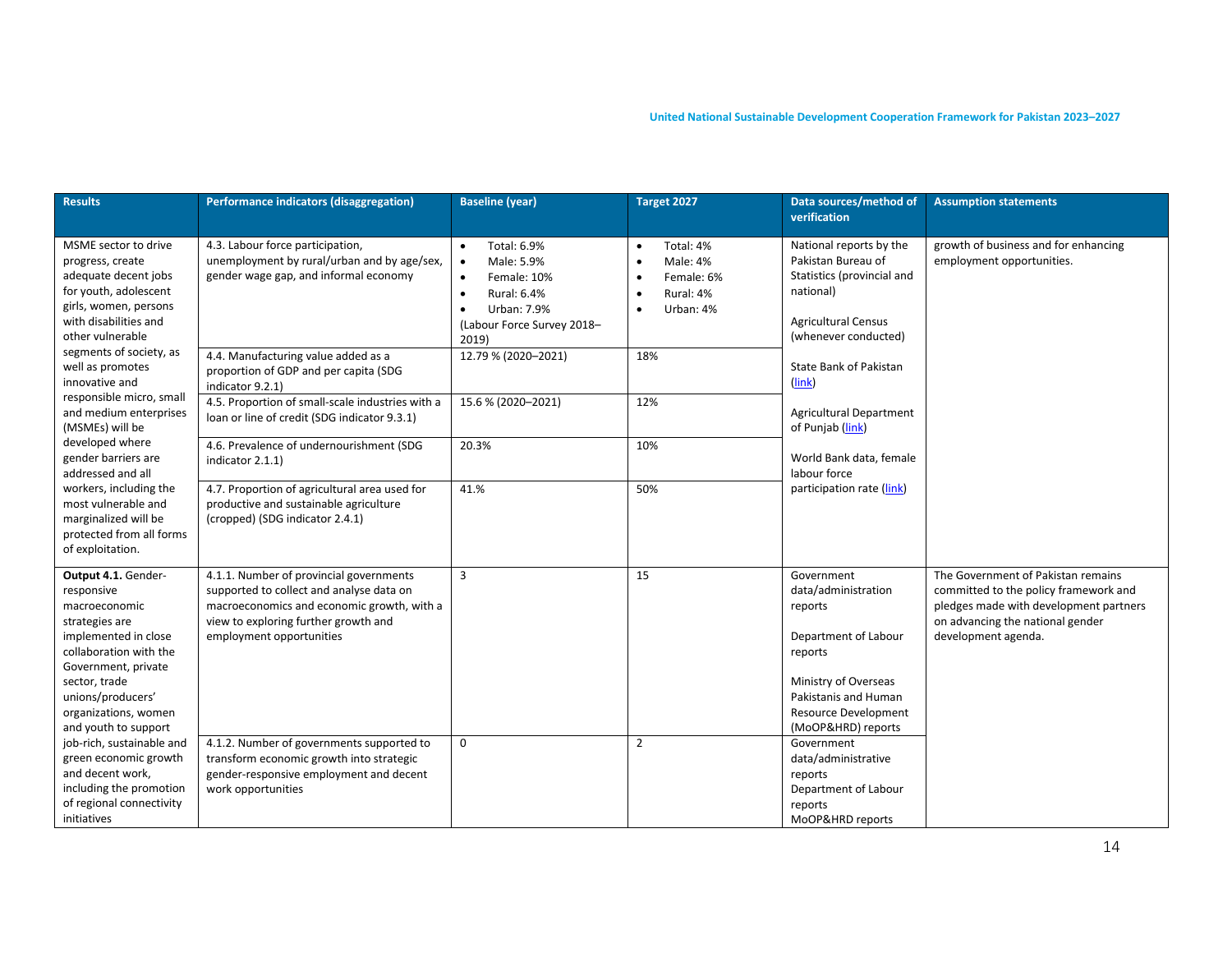| Results | Performance indicators (disaggregation) | Baseline (year) | Target 2027 | Data sources/method of verification | Assumption statements |
|---|---|---|---|---|---|
| MSME sector to drive progress, create adequate decent jobs for youth, adolescent girls, women, persons with disabilities and other vulnerable segments of society, as well as promotes innovative and responsible micro, small and medium enterprises (MSMEs) will be developed where gender barriers are addressed and all workers, including the most vulnerable and marginalized will be protected from all forms of exploitation. | 4.3. Labour force participation, unemployment by rural/urban and by age/sex, gender wage gap, and informal economy | • Total: 6.9%<br>• Male: 5.9%<br>• Female: 10%<br>• Rural: 6.4%<br>• Urban: 7.9%<br>(Labour Force Survey 2018–2019) | • Total: 4%<br>• Male: 4%<br>• Female: 6%<br>• Rural: 4%<br>• Urban: 4% | National reports by the Pakistan Bureau of Statistics (provincial and national)<br><br>Agricultural Census (whenever conducted)<br><br>State Bank of Pakistan (link)<br><br>Agricultural Department of Punjab (link)<br><br>World Bank data, female labour force participation rate (link) | growth of business and for enhancing employment opportunities. |
| | 4.4. Manufacturing value added as a proportion of GDP and per capita (SDG indicator 9.2.1) | 12.79 % (2020–2021) | 18% | | |
| | 4.5. Proportion of small-scale industries with a loan or line of credit (SDG indicator 9.3.1) | 15.6 % (2020–2021) | 12% | | |
| | 4.6. Prevalence of undernourishment (SDG indicator 2.1.1) | 20.3% | 10% | | |
| | 4.7. Proportion of agricultural area used for productive and sustainable agriculture (cropped) (SDG indicator 2.4.1) | 41.% | 50% | | |
| **Output 4.1.** Gender-responsive macroeconomic strategies are implemented in close collaboration with the Government, private sector, trade unions/producers' organizations, women and youth to support job-rich, sustainable and green economic growth and decent work, including the promotion of regional connectivity initiatives | 4.1.1. Number of provincial governments supported to collect and analyse data on macroeconomics and economic growth, with a view to exploring further growth and employment opportunities | 3 | 15 | Government data/administration reports<br><br>Department of Labour reports<br><br>Ministry of Overseas Pakistanis and Human Resource Development (MoOP&HRD) reports | The Government of Pakistan remains committed to the policy framework and pledges made with development partners on advancing the national gender development agenda. |
| | 4.1.2. Number of governments supported to transform economic growth into strategic gender-responsive employment and decent work opportunities | 0 | 2 | Government data/administrative reports<br>Department of Labour reports<br>MoOP&HRD reports | |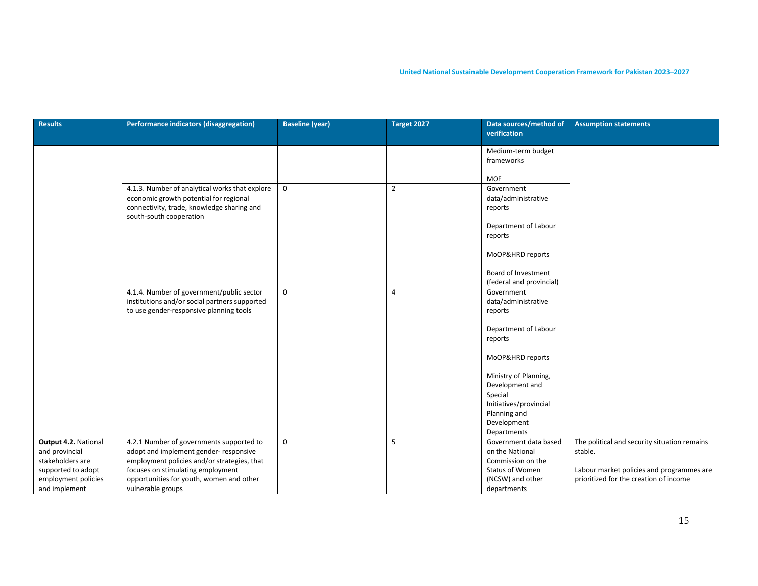| Results | Performance indicators (disaggregation) | Baseline (year) | Target 2027 | Data sources/method of verification | Assumption statements |
|---|---|---|---|---|---|
| | | | | Medium-term budget frameworks<br><br>MOF | |
| | 4.1.3. Number of analytical works that explore economic growth potential for regional connectivity, trade, knowledge sharing and south-south cooperation | 0 | 2 | Government data/administrative reports<br><br>Department of Labour reports<br><br>MoOP&HRD reports<br><br>Board of Investment (federal and provincial) | |
| | 4.1.4. Number of government/public sector institutions and/or social partners supported to use gender-responsive planning tools | 0 | 4 | Government data/administrative reports<br><br>Department of Labour reports<br><br>MoOP&HRD reports<br><br>Ministry of Planning, Development and Special Initiatives/provincial Planning and Development Departments | |
| **Output 4.2.** National and provincial stakeholders are supported to adopt employment policies and implement | 4.2.1 Number of governments supported to adopt and implement gender- responsive employment policies and/or strategies, that focuses on stimulating employment opportunities for youth, women and other vulnerable groups | 0 | 5 | Government data based on the National Commission on the Status of Women (NCSW) and other departments | The political and security situation remains stable.<br><br>Labour market policies and programmes are prioritized for the creation of income |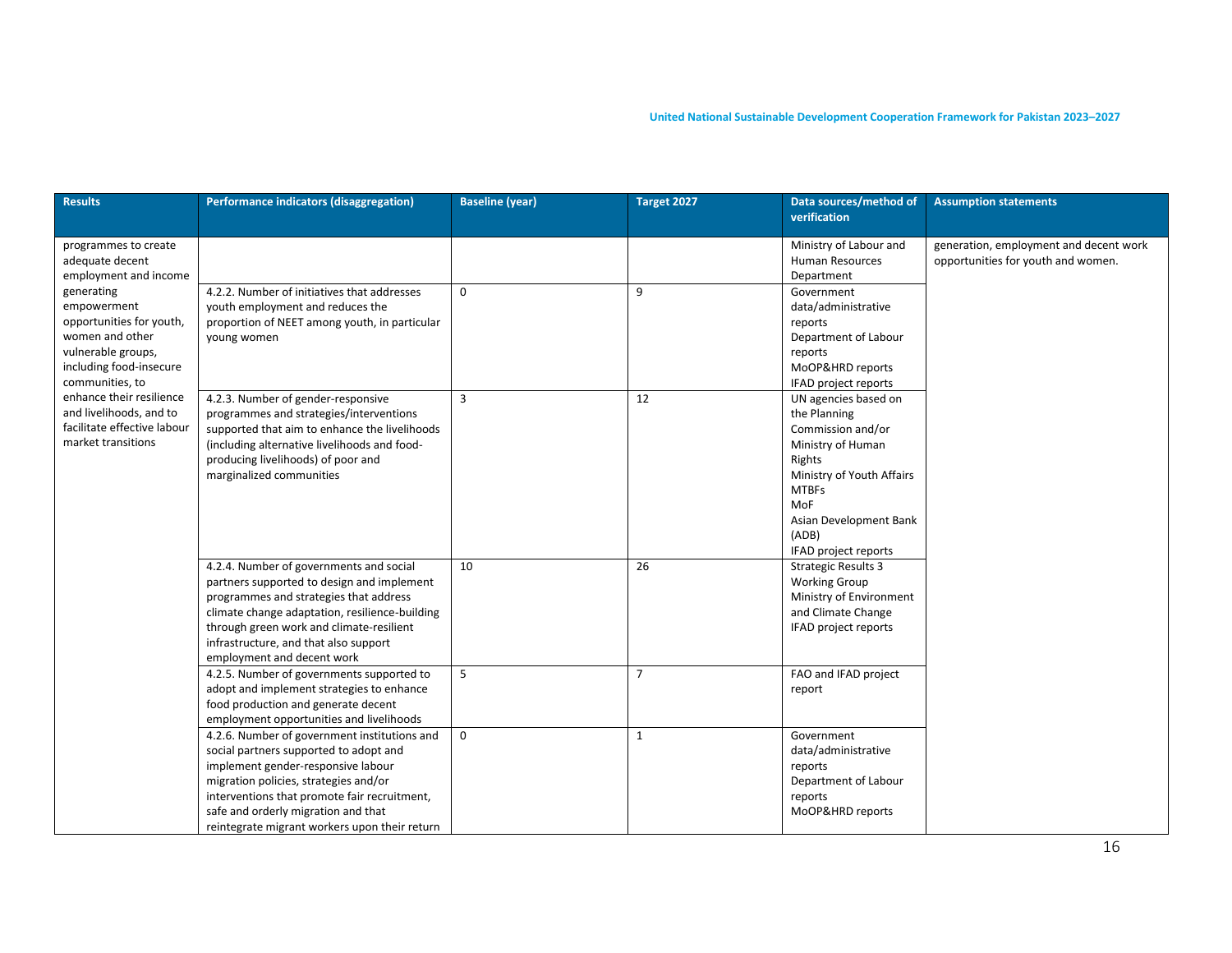| Results | Performance indicators (disaggregation) | Baseline (year) | Target 2027 | Data sources/method of verification | Assumption statements |
|---|---|---|---|---|---|
| programmes to create adequate decent employment and income generating empowerment opportunities for youth, women and other vulnerable groups, including food-insecure communities, to enhance their resilience and livelihoods, and to facilitate effective labour market transitions | | | | Ministry of Labour and Human Resources Department | generation, employment and decent work opportunities for youth and women. |
| | 4.2.2. Number of initiatives that addresses youth employment and reduces the proportion of NEET among youth, in particular young women | 0 | 9 | Government data/administrative reports<br>Department of Labour reports<br>MoOP&HRD reports<br>IFAD project reports | |
| | 4.2.3. Number of gender-responsive programmes and strategies/interventions supported that aim to enhance the livelihoods (including alternative livelihoods and food-producing livelihoods) of poor and marginalized communities | 3 | 12 | UN agencies based on the Planning Commission and/or Ministry of Human Rights<br>Ministry of Youth Affairs<br>MTBFs<br>MoF<br>Asian Development Bank (ADB)<br>IFAD project reports | |
| | 4.2.4. Number of governments and social partners supported to design and implement programmes and strategies that address climate change adaptation, resilience-building through green work and climate-resilient infrastructure, and that also support employment and decent work | 10 | 26 | Strategic Results 3 Working Group<br>Ministry of Environment and Climate Change<br>IFAD project reports | |
| | 4.2.5. Number of governments supported to adopt and implement strategies to enhance food production and generate decent employment opportunities and livelihoods | 5 | 7 | FAO and IFAD project report | |
| | 4.2.6. Number of government institutions and social partners supported to adopt and implement gender-responsive labour migration policies, strategies and/or interventions that promote fair recruitment, safe and orderly migration and that reintegrate migrant workers upon their return | 0 | 1 | Government data/administrative reports<br>Department of Labour reports<br>MoOP&HRD reports | |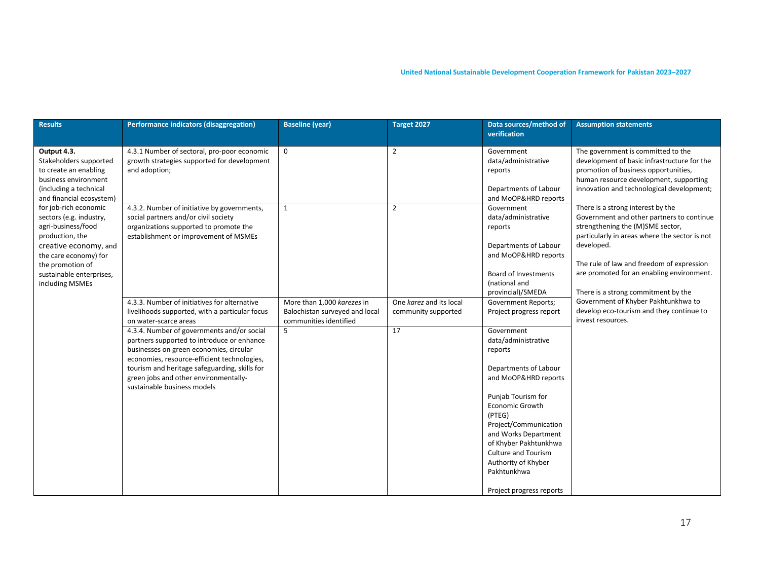| Results | Performance indicators (disaggregation) | Baseline (year) | Target 2027 | Data sources/method of verification | Assumption statements |
|---|---|---|---|---|---|
| **Output 4.3.** Stakeholders supported to create an enabling business environment (including a technical and financial ecosystem) for job-rich economic sectors (e.g. industry, agri-business/food production, the creative economy, and the care economy) for the promotion of sustainable enterprises, including MSMEs | 4.3.1 Number of sectoral, pro-poor economic growth strategies supported for development and adoption; | 0 | 2 | Government data/administrative reports<br><br>Departments of Labour and MoOP&HRD reports | The government is committed to the development of basic infrastructure for the promotion of business opportunities, human resource development, supporting innovation and technological development;<br><br>There is a strong interest by the Government and other partners to continue strengthening the (M)SME sector, particularly in areas where the sector is not developed.<br><br>The rule of law and freedom of expression are promoted for an enabling environment.<br><br>There is a strong commitment by the Government of Khyber Pakhtunkhwa to develop eco-tourism and they continue to invest resources. |
| | 4.3.2. Number of initiative by governments, social partners and/or civil society organizations supported to promote the establishment or improvement of MSMEs | 1 | 2 | Government data/administrative reports<br><br>Departments of Labour and MoOP&HRD reports<br><br>Board of Investments (national and provincial)/SMEDA | |
| | 4.3.3. Number of initiatives for alternative livelihoods supported, with a particular focus on water-scarce areas | More than 1,000 *karezes* in Balochistan surveyed and local communities identified | One *karez* and its local community supported | Government Reports; Project progress report | |
| | 4.3.4. Number of governments and/or social partners supported to introduce or enhance businesses on green economies, circular economies, resource-efficient technologies, tourism and heritage safeguarding, skills for green jobs and other environmentally-sustainable business models | 5 | 17 | Government data/administrative reports<br><br>Departments of Labour and MoOP&HRD reports<br><br>Punjab Tourism for Economic Growth (PTEG) Project/Communication and Works Department of Khyber Pakhtunkhwa Culture and Tourism Authority of Khyber Pakhtunkhwa<br><br>Project progress reports | |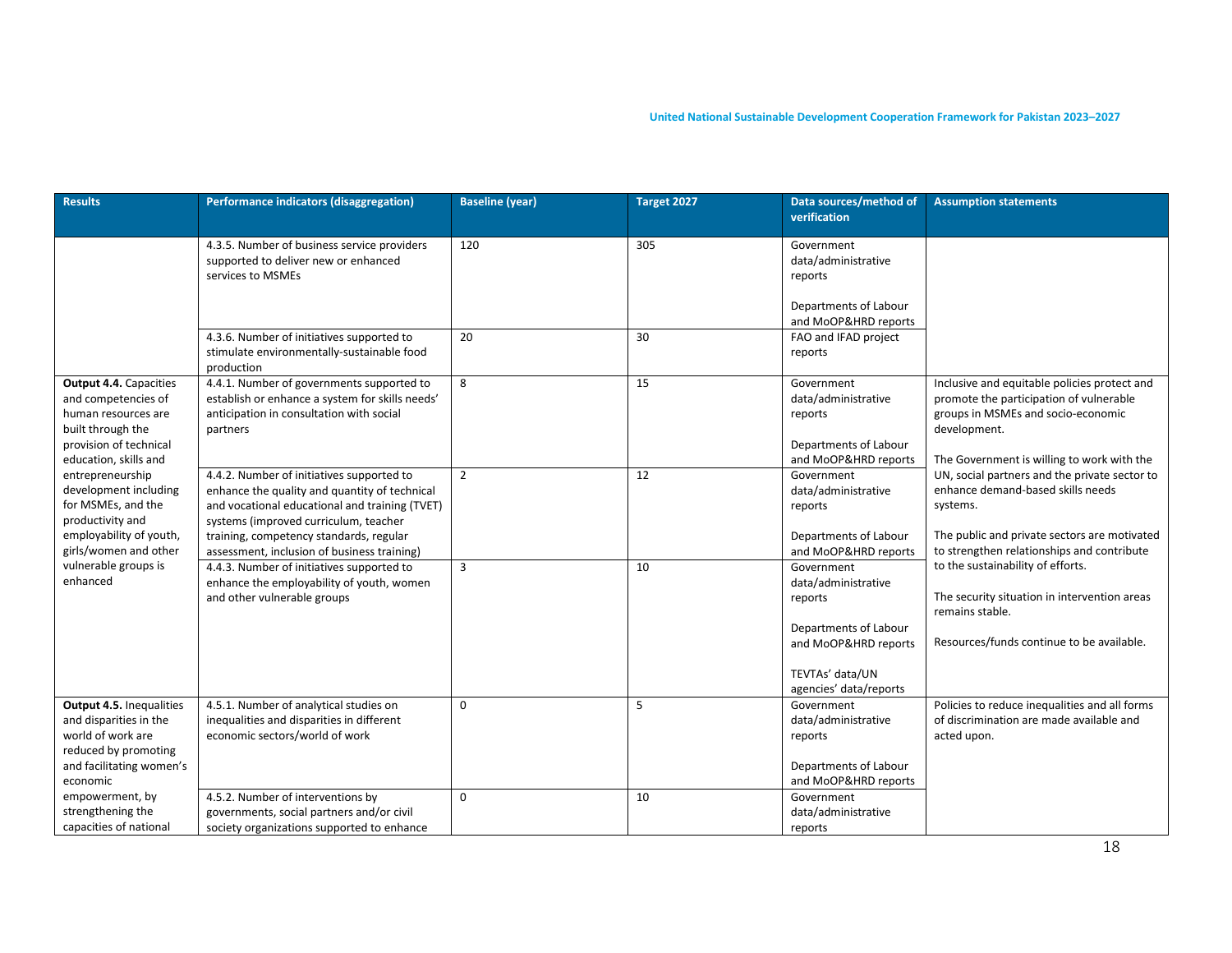| Results | Performance indicators (disaggregation) | Baseline (year) | Target 2027 | Data sources/method of verification | Assumption statements |
|---|---|---|---|---|---|
| | 4.3.5. Number of business service providers supported to deliver new or enhanced services to MSMEs | 120 | 305 | Government data/administrative reports<br><br>Departments of Labour and MoOP&HRD reports | |
| | 4.3.6. Number of initiatives supported to stimulate environmentally-sustainable food production | 20 | 30 | FAO and IFAD project reports | |
| **Output 4.4.** Capacities and competencies of human resources are built through the provision of technical education, skills and entrepreneurship development including for MSMEs, and the productivity and employability of youth, girls/women and other vulnerable groups is enhanced | 4.4.1. Number of governments supported to establish or enhance a system for skills needs' anticipation in consultation with social partners | 8 | 15 | Government data/administrative reports<br><br>Departments of Labour and MoOP&HRD reports | Inclusive and equitable policies protect and promote the participation of vulnerable groups in MSMEs and socio-economic development.<br><br>The Government is willing to work with the UN, social partners and the private sector to enhance demand-based skills needs systems.<br><br>The public and private sectors are motivated to strengthen relationships and contribute to the sustainability of efforts.<br><br>The security situation in intervention areas remains stable.<br><br>Resources/funds continue to be available. |
| | 4.4.2. Number of initiatives supported to enhance the quality and quantity of technical and vocational educational and training (TVET) systems (improved curriculum, teacher training, competency standards, regular assessment, inclusion of business training) | 2 | 12 | Government data/administrative reports<br><br>Departments of Labour and MoOP&HRD reports | |
| | 4.4.3. Number of initiatives supported to enhance the employability of youth, women and other vulnerable groups | 3 | 10 | Government data/administrative reports<br><br>Departments of Labour and MoOP&HRD reports<br><br>TEVTAs' data/UN agencies' data/reports | |
| **Output 4.5.** Inequalities and disparities in the world of work are reduced by promoting and facilitating women's economic empowerment, by strengthening the capacities of national | 4.5.1. Number of analytical studies on inequalities and disparities in different economic sectors/world of work | 0 | 5 | Government data/administrative reports<br><br>Departments of Labour and MoOP&HRD reports | Policies to reduce inequalities and all forms of discrimination are made available and acted upon. |
| | 4.5.2. Number of interventions by governments, social partners and/or civil society organizations supported to enhance | 0 | 10 | Government data/administrative reports | |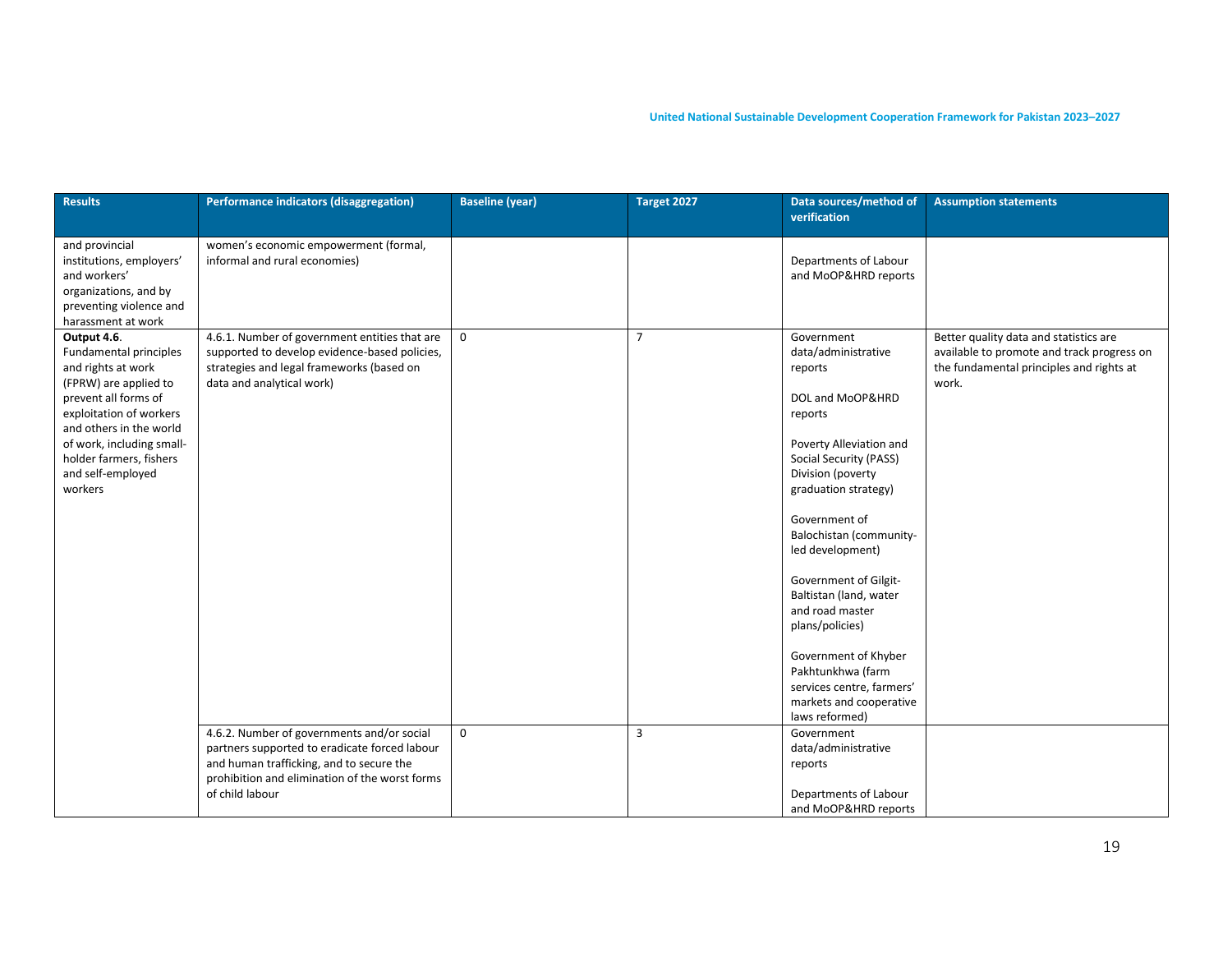| Results | Performance indicators (disaggregation) | Baseline (year) | Target 2027 | Data sources/method of verification | Assumption statements |
|---|---|---|---|---|---|
| and provincial institutions, employers' and workers' organizations, and by preventing violence and harassment at work | women's economic empowerment (formal, informal and rural economies) | | | Departments of Labour and MoOP&HRD reports | |
| **Output 4.6.** Fundamental principles and rights at work (FPRW) are applied to prevent all forms of exploitation of workers and others in the world of work, including small-holder farmers, fishers and self-employed workers | 4.6.1. Number of government entities that are supported to develop evidence-based policies, strategies and legal frameworks (based on data and analytical work) | 0 | 7 | Government data/administrative reports<br><br>DOL and MoOP&HRD reports<br><br>Poverty Alleviation and Social Security (PASS) Division (poverty graduation strategy)<br><br>Government of Balochistan (community-led development)<br><br>Government of Gilgit-Baltistan (land, water and road master plans/policies)<br><br>Government of Khyber Pakhtunkhwa (farm services centre, farmers' markets and cooperative laws reformed) | Better quality data and statistics are available to promote and track progress on the fundamental principles and rights at work. |
| | 4.6.2. Number of governments and/or social partners supported to eradicate forced labour and human trafficking, and to secure the prohibition and elimination of the worst forms of child labour | 0 | 3 | Government data/administrative reports<br><br>Departments of Labour and MoOP&HRD reports | |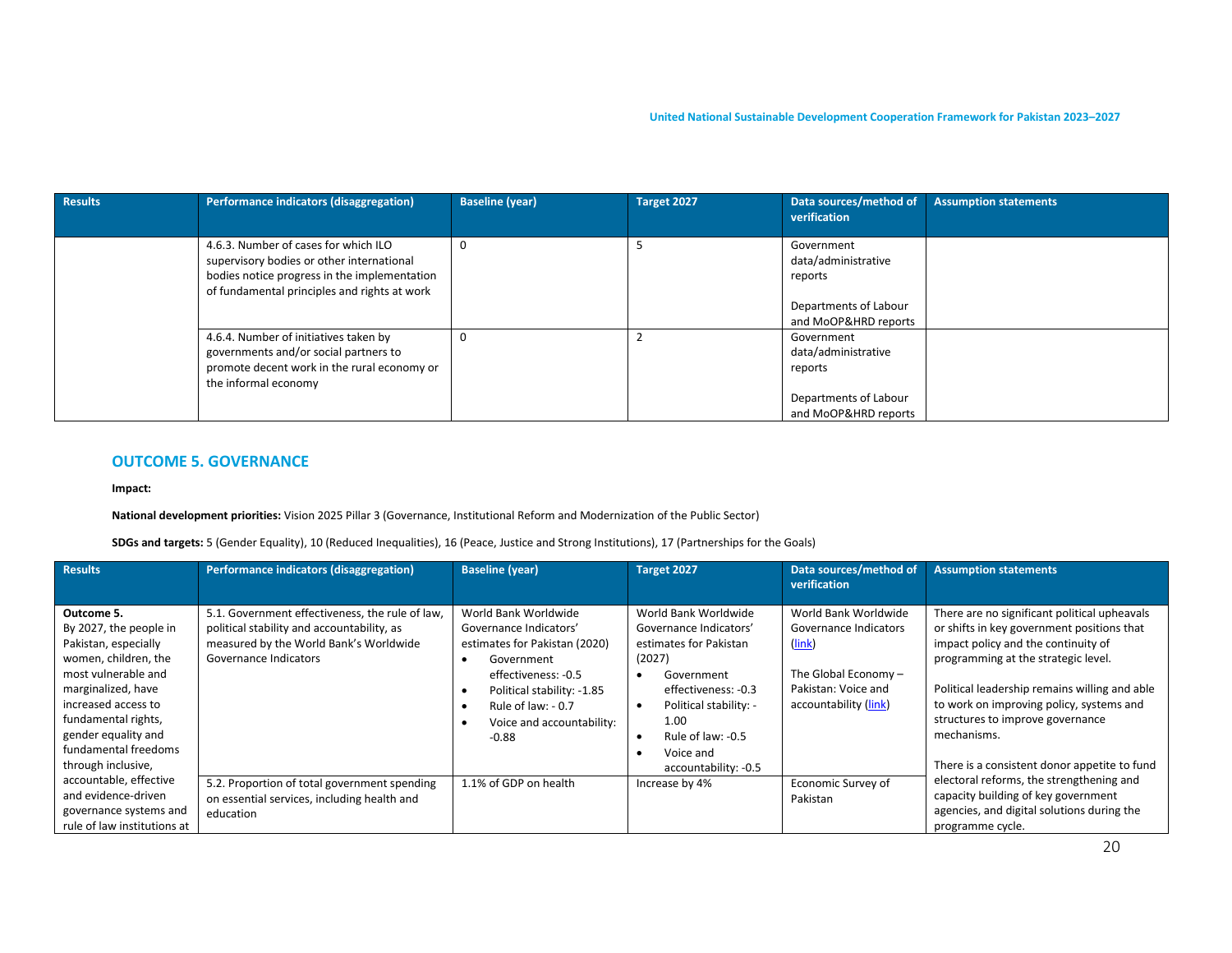| Results | Performance indicators (disaggregation) | Baseline (year) | Target 2027 | Data sources/method of verification | Assumption statements |
|---|---|---|---|---|---|
| | 4.6.3. Number of cases for which ILO supervisory bodies or other international bodies notice progress in the implementation of fundamental principles and rights at work | 0 | 5 | Government data/administrative reports<br><br>Departments of Labour and MoOP&HRD reports | |
| | 4.6.4. Number of initiatives taken by governments and/or social partners to promote decent work in the rural economy or the informal economy | 0 | 2 | Government data/administrative reports<br><br>Departments of Labour and MoOP&HRD reports | |

## OUTCOME 5. GOVERNANCE

**Impact:**

**National development priorities:** Vision 2025 Pillar 3 (Governance, Institutional Reform and Modernization of the Public Sector)

**SDGs and targets:** 5 (Gender Equality), 10 (Reduced Inequalities), 16 (Peace, Justice and Strong Institutions), 17 (Partnerships for the Goals)

| Results | Performance indicators (disaggregation) | Baseline (year) | Target 2027 | Data sources/method of verification | Assumption statements |
|---|---|---|---|---|---|
| **Outcome 5.**<br>By 2027, the people in Pakistan, especially women, children, the most vulnerable and marginalized, have increased access to fundamental rights, gender equality and fundamental freedoms through inclusive, accountable, effective and evidence-driven governance systems and rule of law institutions at | 5.1. Government effectiveness, the rule of law, political stability and accountability, as measured by the World Bank's Worldwide Governance Indicators | World Bank Worldwide Governance Indicators' estimates for Pakistan (2020)<br>• Government effectiveness: -0.5<br>• Political stability: -1.85<br>• Rule of law: - 0.7<br>• Voice and accountability: -0.88 | World Bank Worldwide Governance Indicators' estimates for Pakistan (2027)<br>• Government effectiveness: -0.3<br>• Political stability: -1.00<br>• Rule of law: -0.5<br>• Voice and accountability: -0.5 | World Bank Worldwide Governance Indicators (link)<br><br>The Global Economy – Pakistan: Voice and accountability (link) | There are no significant political upheavals or shifts in key government positions that impact policy and the continuity of programming at the strategic level.<br><br>Political leadership remains willing and able to work on improving policy, systems and structures to improve governance mechanisms.<br><br>There is a consistent donor appetite to fund electoral reforms, the strengthening and capacity building of key government agencies, and digital solutions during the programme cycle. |
| | 5.2. Proportion of total government spending on essential services, including health and education | 1.1% of GDP on health | Increase by 4% | Economic Survey of Pakistan | |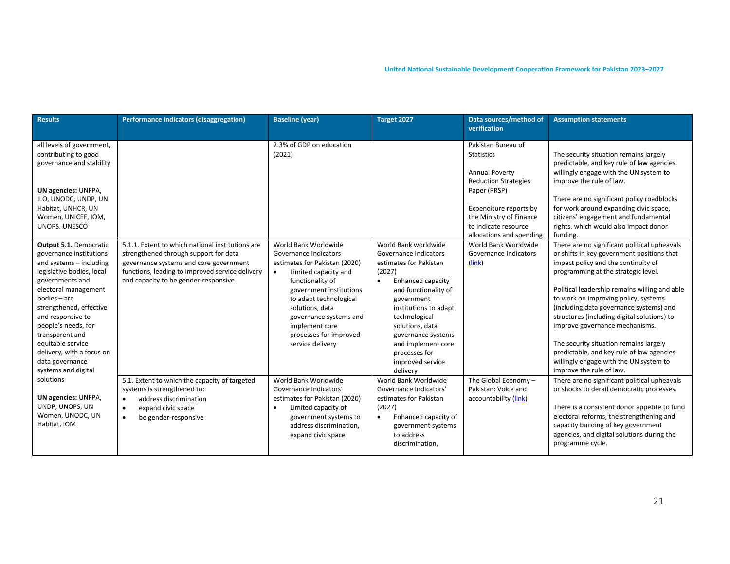| Results | Performance indicators (disaggregation) | Baseline (year) | Target 2027 | Data sources/method of verification | Assumption statements |
|---|---|---|---|---|---|
| all levels of government, contributing to good governance and stability<br><br>**UN agencies:** UNFPA, ILO, UNODC, UNDP, UN Habitat, UNHCR, UN Women, UNICEF, IOM, UNOPS, UNESCO | | 2.3% of GDP on education (2021) | | Pakistan Bureau of Statistics<br><br>Annual Poverty Reduction Strategies Paper (PRSP)<br><br>Expenditure reports by the Ministry of Finance to indicate resource allocations and spending | The security situation remains largely predictable, and key rule of law agencies willingly engage with the UN system to improve the rule of law.<br><br>There are no significant policy roadblocks for work around expanding civic space, citizens' engagement and fundamental rights, which would also impact donor funding. |
| **Output 5.1.** Democratic governance institutions and systems – including legislative bodies, local governments and electoral management bodies – are strengthened, effective and responsive to people's needs, for transparent and equitable service delivery, with a focus on data governance systems and digital solutions<br><br>**UN agencies:** UNFPA, UNDP, UNOPS, UN Women, UNODC, UN Habitat, IOM | 5.1.1. Extent to which national institutions are strengthened through support for data governance systems and core government functions, leading to improved service delivery and capacity to be gender-responsive | World Bank Worldwide Governance Indicators estimates for Pakistan (2020)<br>• Limited capacity and functionality of government institutions to adapt technological solutions, data governance systems and implement core processes for improved service delivery | World Bank worldwide Governance Indicators estimates for Pakistan (2027)<br>• Enhanced capacity and functionality of government institutions to adapt technological solutions, data governance systems and implement core processes for improved service delivery | World Bank Worldwide Governance Indicators ([link](link)) | There are no significant political upheavals or shifts in key government positions that impact policy and the continuity of programming at the strategic level.<br><br>Political leadership remains willing and able to work on improving policy, systems (including data governance systems) and structures (including digital solutions) to improve governance mechanisms.<br><br>The security situation remains largely predictable, and key rule of law agencies willingly engage with the UN system to improve the rule of law. |
| | 5.1. Extent to which the capacity of targeted systems is strengthened to:<br>• address discrimination<br>• expand civic space<br>• be gender-responsive | World Bank Worldwide Governance Indicators' estimates for Pakistan (2020)<br>• Limited capacity of government systems to address discrimination, expand civic space | World Bank Worldwide Governance Indicators' estimates for Pakistan (2027)<br>• Enhanced capacity of government systems to address discrimination, | The Global Economy – Pakistan: Voice and accountability ([link](link)) | There are no significant political upheavals or shocks to derail democratic processes.<br><br>There is a consistent donor appetite to fund electoral reforms, the strengthening and capacity building of key government agencies, and digital solutions during the programme cycle. |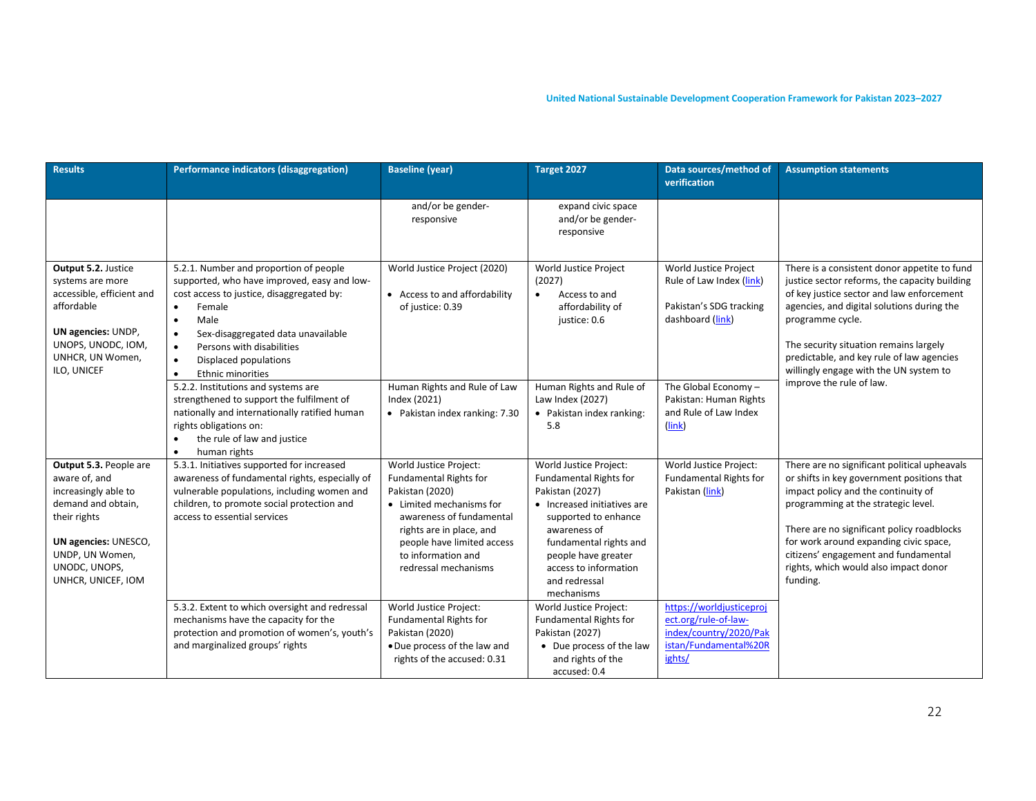| Results | Performance indicators (disaggregation) | Baseline (year) | Target 2027 | Data sources/method of verification | Assumption statements |
|---|---|---|---|---|---|
| | | and/or be gender-responsive | expand civic space and/or be gender-responsive | | |
| **Output 5.2.** Justice systems are more accessible, efficient and affordable<br><br>**UN agencies:** UNDP, UNOPS, UNODC, IOM, UNHCR, UN Women, ILO, UNICEF | 5.2.1. Number and proportion of people supported, who have improved, easy and low-cost access to justice, disaggregated by:<br>• Female<br>• Male<br>• Sex-disaggregated data unavailable<br>• Persons with disabilities<br>• Displaced populations<br>• Ethnic minorities | World Justice Project (2020)<br>• Access to and affordability of justice: 0.39 | World Justice Project (2027)<br>• Access to and affordability of justice: 0.6 | World Justice Project Rule of Law Index (link)<br><br>Pakistan's SDG tracking dashboard (link) | There is a consistent donor appetite to fund justice sector reforms, the capacity building of key justice sector and law enforcement agencies, and digital solutions during the programme cycle.<br><br>The security situation remains largely predictable, and key rule of law agencies willingly engage with the UN system to improve the rule of law. |
| | 5.2.2. Institutions and systems are strengthened to support the fulfilment of nationally and internationally ratified human rights obligations on:<br>• the rule of law and justice<br>• human rights | Human Rights and Rule of Law Index (2021)<br>• Pakistan index ranking: 7.30 | Human Rights and Rule of Law Index (2027)<br>• Pakistan index ranking: 5.8 | The Global Economy – Pakistan: Human Rights and Rule of Law Index (link) | |
| **Output 5.3.** People are aware of, and increasingly able to demand and obtain, their rights<br><br>**UN agencies:** UNESCO, UNDP, UN Women, UNODC, UNOPS, UNHCR, UNICEF, IOM | 5.3.1. Initiatives supported for increased awareness of fundamental rights, especially of vulnerable populations, including women and children, to promote social protection and access to essential services | World Justice Project: Fundamental Rights for Pakistan (2020)<br>• Limited mechanisms for awareness of fundamental rights are in place, and people have limited access to information and redressal mechanisms | World Justice Project: Fundamental Rights for Pakistan (2027)<br>• Increased initiatives are supported to enhance awareness of fundamental rights and people have greater access to information and redressal mechanisms | World Justice Project: Fundamental Rights for Pakistan (link) | There are no significant political upheavals or shifts in key government positions that impact policy and the continuity of programming at the strategic level.<br><br>There are no significant policy roadblocks for work around expanding civic space, citizens' engagement and fundamental rights, which would also impact donor funding. |
| | 5.3.2. Extent to which oversight and redressal mechanisms have the capacity for the protection and promotion of women's, youth's and marginalized groups' rights | World Justice Project: Fundamental Rights for Pakistan (2020)<br>• Due process of the law and rights of the accused: 0.31 | World Justice Project: Fundamental Rights for Pakistan (2027)<br>• Due process of the law and rights of the accused: 0.4 | https://worldjusticeproject.org/rule-of-law-index/country/2020/Pakistan/Fundamental%20Rights/ | |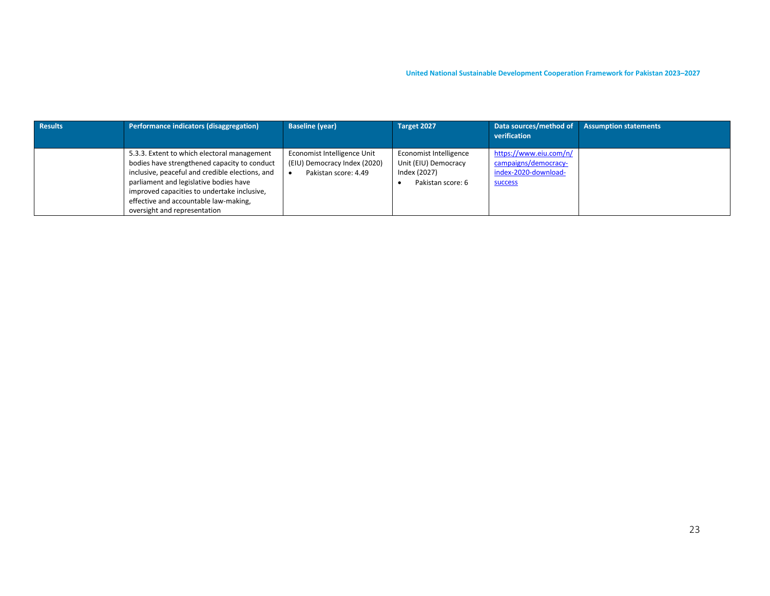| Results | Performance indicators (disaggregation) | Baseline (year) | Target 2027 | Data sources/method of verification | Assumption statements |
|---|---|---|---|---|---|
| | 5.3.3. Extent to which electoral management bodies have strengthened capacity to conduct inclusive, peaceful and credible elections, and parliament and legislative bodies have improved capacities to undertake inclusive, effective and accountable law-making, oversight and representation | Economist Intelligence Unit (EIU) Democracy Index (2020)<br>• Pakistan score: 4.49 | Economist Intelligence Unit (EIU) Democracy Index (2027)<br>• Pakistan score: 6 | https://www.eiu.com/n/campaigns/democracy-index-2020-download-success | |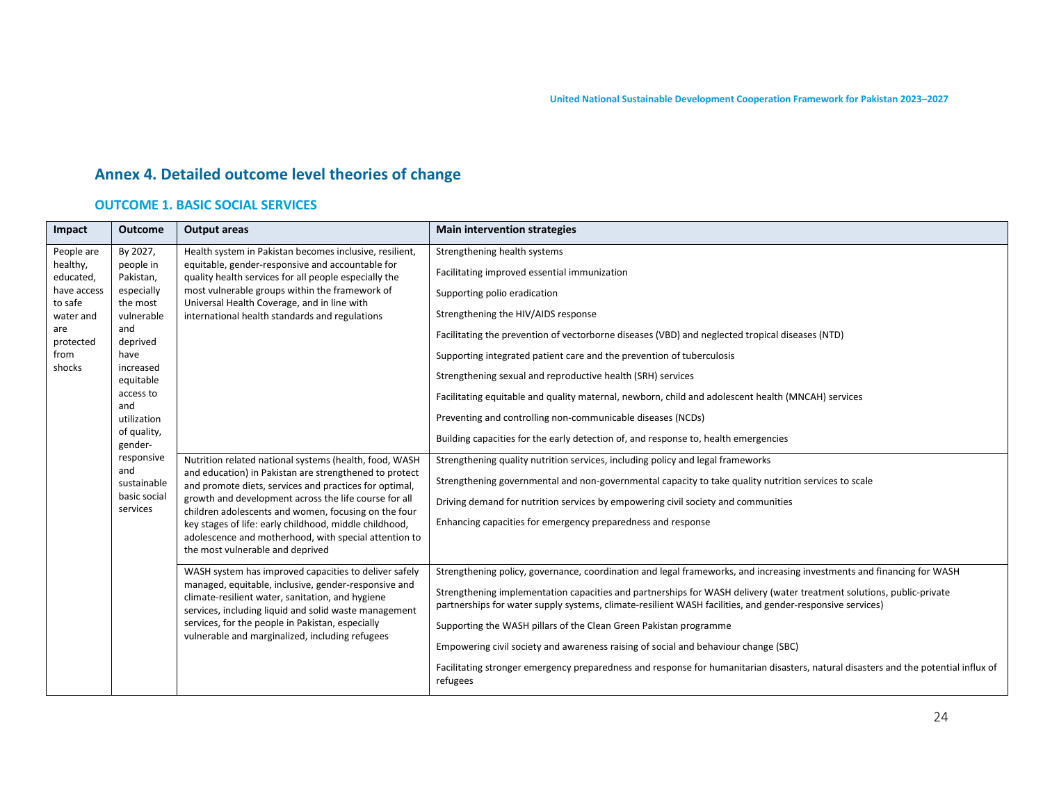## Annex 4. Detailed outcome level theories of change

### OUTCOME 1. BASIC SOCIAL SERVICES

| Impact | Outcome | Output areas | Main intervention strategies |
|---|---|---|---|
| People are healthy, educated, have access to safe water and are protected from shocks | By 2027, people in Pakistan, especially the most vulnerable and deprived have increased equitable access to and utilization of quality, gender-responsive and sustainable basic social services | Health system in Pakistan becomes inclusive, resilient, equitable, gender-responsive and accountable for quality health services for all people especially the most vulnerable groups within the framework of Universal Health Coverage, and in line with international health standards and regulations | Strengthening health systems<br><br>Facilitating improved essential immunization<br><br>Supporting polio eradication<br><br>Strengthening the HIV/AIDS response<br><br>Facilitating the prevention of vectorborne diseases (VBD) and neglected tropical diseases (NTD)<br><br>Supporting integrated patient care and the prevention of tuberculosis<br><br>Strengthening sexual and reproductive health (SRH) services<br><br>Facilitating equitable and quality maternal, newborn, child and adolescent health (MNCAH) services<br><br>Preventing and controlling non-communicable diseases (NCDs)<br><br>Building capacities for the early detection of, and response to, health emergencies |
| | | Nutrition related national systems (health, food, WASH and education) in Pakistan are strengthened to protect and promote diets, services and practices for optimal, growth and development across the life course for all children adolescents and women, focusing on the four key stages of life: early childhood, middle childhood, adolescence and motherhood, with special attention to the most vulnerable and deprived | Strengthening quality nutrition services, including policy and legal frameworks<br><br>Strengthening governmental and non-governmental capacity to take quality nutrition services to scale<br><br>Driving demand for nutrition services by empowering civil society and communities<br><br>Enhancing capacities for emergency preparedness and response |
| | | WASH system has improved capacities to deliver safely managed, equitable, inclusive, gender-responsive and climate-resilient water, sanitation, and hygiene services, including liquid and solid waste management services, for the people in Pakistan, especially vulnerable and marginalized, including refugees | Strengthening policy, governance, coordination and legal frameworks, and increasing investments and financing for WASH<br><br>Strengthening implementation capacities and partnerships for WASH delivery (water treatment solutions, public-private partnerships for water supply systems, climate-resilient WASH facilities, and gender-responsive services)<br><br>Supporting the WASH pillars of the Clean Green Pakistan programme<br><br>Empowering civil society and awareness raising of social and behaviour change (SBC)<br><br>Facilitating stronger emergency preparedness and response for humanitarian disasters, natural disasters and the potential influx of refugees |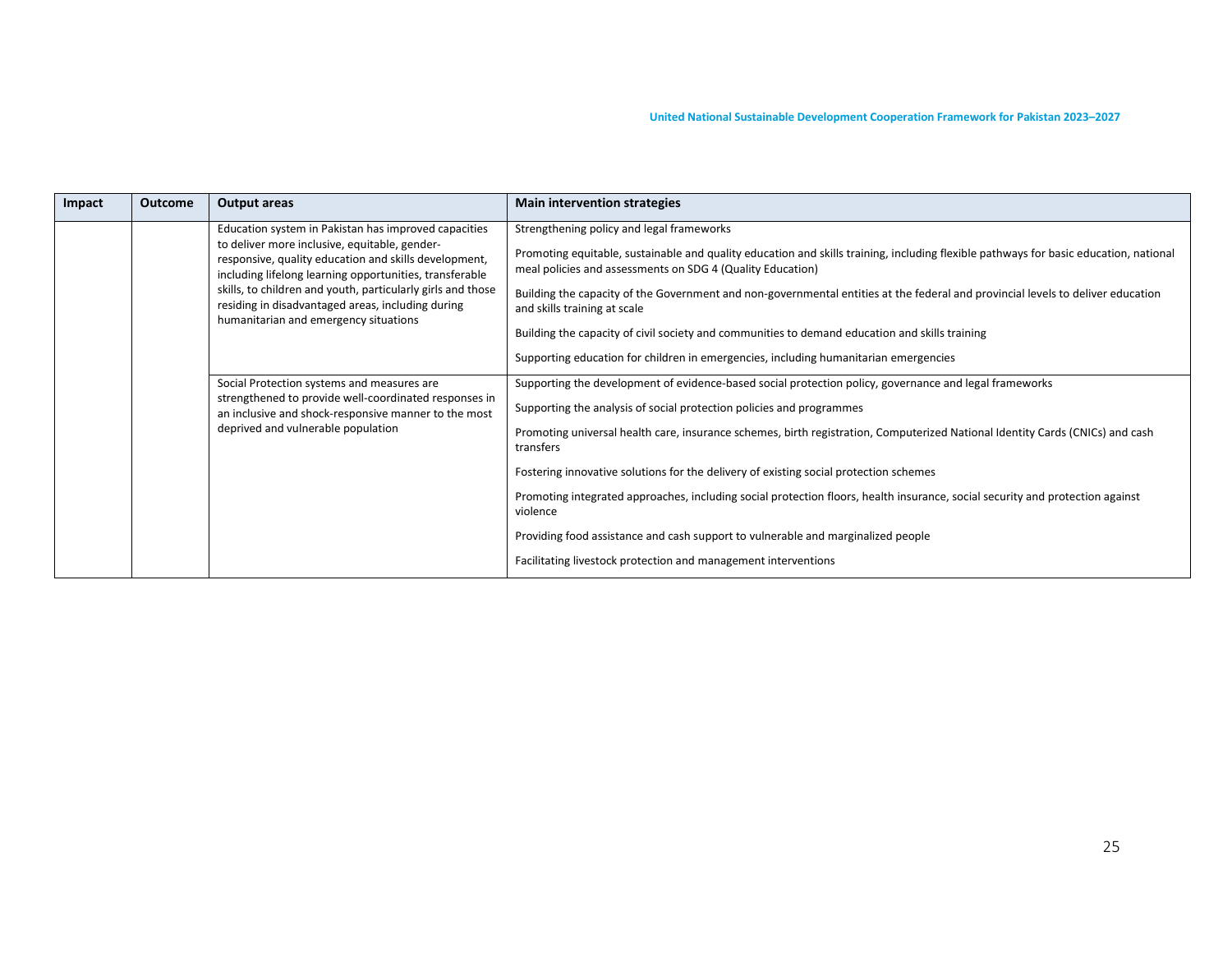| Impact | Outcome | Output areas | Main intervention strategies |
|---|---|---|---|
| | | Education system in Pakistan has improved capacities to deliver more inclusive, equitable, gender-responsive, quality education and skills development, including lifelong learning opportunities, transferable skills, to children and youth, particularly girls and those residing in disadvantaged areas, including during humanitarian and emergency situations | Strengthening policy and legal frameworks<br><br>Promoting equitable, sustainable and quality education and skills training, including flexible pathways for basic education, national meal policies and assessments on SDG 4 (Quality Education)<br><br>Building the capacity of the Government and non-governmental entities at the federal and provincial levels to deliver education and skills training at scale<br><br>Building the capacity of civil society and communities to demand education and skills training<br><br>Supporting education for children in emergencies, including humanitarian emergencies |
| | | Social Protection systems and measures are strengthened to provide well-coordinated responses in an inclusive and shock-responsive manner to the most deprived and vulnerable population | Supporting the development of evidence-based social protection policy, governance and legal frameworks<br><br>Supporting the analysis of social protection policies and programmes<br><br>Promoting universal health care, insurance schemes, birth registration, Computerized National Identity Cards (CNICs) and cash transfers<br><br>Fostering innovative solutions for the delivery of existing social protection schemes<br><br>Promoting integrated approaches, including social protection floors, health insurance, social security and protection against violence<br><br>Providing food assistance and cash support to vulnerable and marginalized people<br><br>Facilitating livestock protection and management interventions |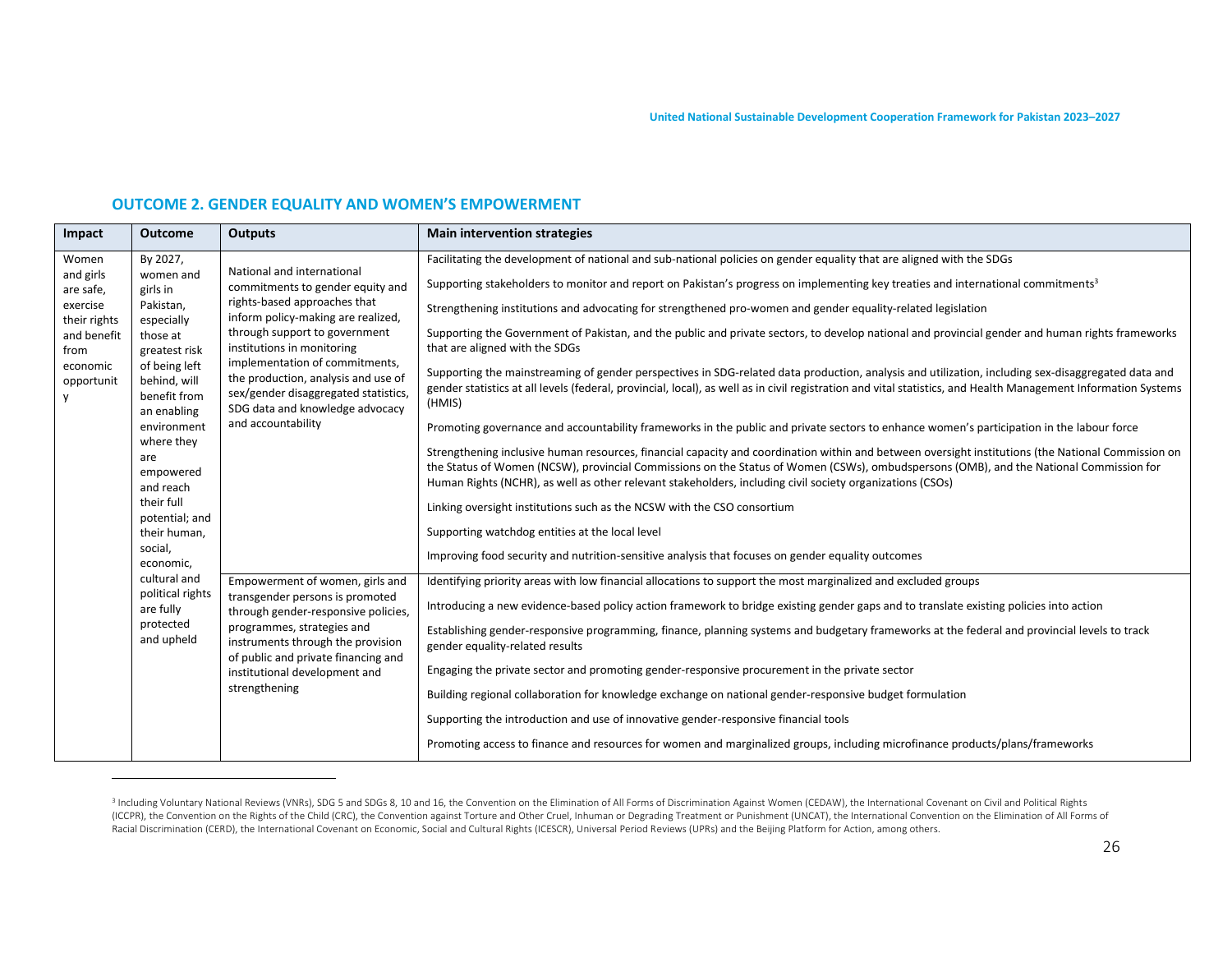## OUTCOME 2. GENDER EQUALITY AND WOMEN'S EMPOWERMENT

| Impact | Outcome | Outputs | Main intervention strategies |
|---|---|---|---|
| Women and girls are safe, exercise their rights and benefit from economic opportunity | By 2027, women and girls in Pakistan, especially those at greatest risk of being left behind, will benefit from an enabling environment where they are empowered and reach their full potential; and their human, social, economic, cultural and political rights are fully protected and upheld | National and international commitments to gender equity and rights-based approaches that inform policy-making are realized, through support to government institutions in monitoring implementation of commitments, the production, analysis and use of sex/gender disaggregated statistics, SDG data and knowledge advocacy and accountability | Facilitating the development of national and sub-national policies on gender equality that are aligned with the SDGs<br><br>Supporting stakeholders to monitor and report on Pakistan's progress on implementing key treaties and international commitments[3]<br><br>Strengthening institutions and advocating for strengthened pro-women and gender equality-related legislation<br><br>Supporting the Government of Pakistan, and the public and private sectors, to develop national and provincial gender and human rights frameworks that are aligned with the SDGs<br><br>Supporting the mainstreaming of gender perspectives in SDG-related data production, analysis and utilization, including sex-disaggregated data and gender statistics at all levels (federal, provincial, local), as well as in civil registration and vital statistics, and Health Management Information Systems (HMIS)<br><br>Promoting governance and accountability frameworks in the public and private sectors to enhance women's participation in the labour force<br><br>Strengthening inclusive human resources, financial capacity and coordination within and between oversight institutions (the National Commission on the Status of Women (NCSW), provincial Commissions on the Status of Women (CSWs), ombudspersons (OMB), and the National Commission for Human Rights (NCHR), as well as other relevant stakeholders, including civil society organizations (CSOs)<br><br>Linking oversight institutions such as the NCSW with the CSO consortium<br><br>Supporting watchdog entities at the local level<br><br>Improving food security and nutrition-sensitive analysis that focuses on gender equality outcomes |
| | | Empowerment of women, girls and transgender persons is promoted through gender-responsive policies, programmes, strategies and instruments through the provision of public and private financing and institutional development and strengthening | Identifying priority areas with low financial allocations to support the most marginalized and excluded groups<br><br>Introducing a new evidence-based policy action framework to bridge existing gender gaps and to translate existing policies into action<br><br>Establishing gender-responsive programming, finance, planning systems and budgetary frameworks at the federal and provincial levels to track gender equality-related results<br><br>Engaging the private sector and promoting gender-responsive procurement in the private sector<br><br>Building regional collaboration for knowledge exchange on national gender-responsive budget formulation<br><br>Supporting the introduction and use of innovative gender-responsive financial tools<br><br>Promoting access to finance and resources for women and marginalized groups, including microfinance products/plans/frameworks |

[3] Including Voluntary National Reviews (VNRs), SDG 5 and SDGs 8, 10 and 16, the Convention on the Elimination of All Forms of Discrimination Against Women (CEDAW), the International Covenant on Civil and Political Rights (ICCPR), the Convention on the Rights of the Child (CRC), the Convention against Torture and Other Cruel, Inhuman or Degrading Treatment or Punishment (UNCAT), the International Convention on the Elimination of All Forms of Racial Discrimination (CERD), the International Covenant on Economic, Social and Cultural Rights (ICESCR), Universal Period Reviews (UPRs) and the Beijing Platform for Action, among others.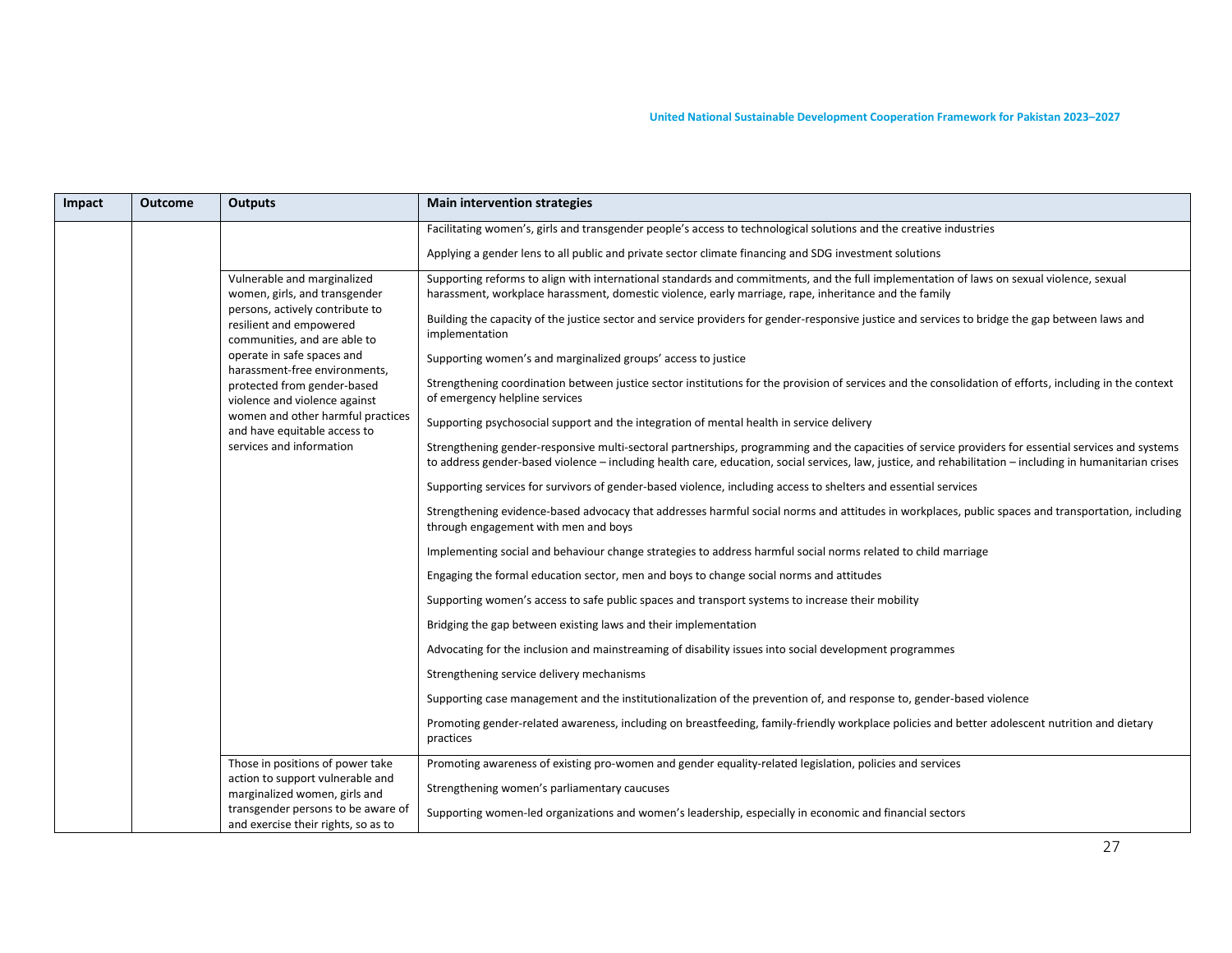| Impact | Outcome | Outputs | Main intervention strategies |
|---|---|---|---|
| | | | Facilitating women's, girls and transgender people's access to technological solutions and the creative industries |
| | | | Applying a gender lens to all public and private sector climate financing and SDG investment solutions |
| | | Vulnerable and marginalized women, girls, and transgender persons, actively contribute to resilient and empowered communities, and are able to operate in safe spaces and harassment-free environments, protected from gender-based violence and violence against women and other harmful practices and have equitable access to services and information | Supporting reforms to align with international standards and commitments, and the full implementation of laws on sexual violence, sexual harassment, workplace harassment, domestic violence, early marriage, rape, inheritance and the family |
| | | | Building the capacity of the justice sector and service providers for gender-responsive justice and services to bridge the gap between laws and implementation |
| | | | Supporting women's and marginalized groups' access to justice |
| | | | Strengthening coordination between justice sector institutions for the provision of services and the consolidation of efforts, including in the context of emergency helpline services |
| | | | Supporting psychosocial support and the integration of mental health in service delivery |
| | | | Strengthening gender-responsive multi-sectoral partnerships, programming and the capacities of service providers for essential services and systems to address gender-based violence – including health care, education, social services, law, justice, and rehabilitation – including in humanitarian crises |
| | | | Supporting services for survivors of gender-based violence, including access to shelters and essential services |
| | | | Strengthening evidence-based advocacy that addresses harmful social norms and attitudes in workplaces, public spaces and transportation, including through engagement with men and boys |
| | | | Implementing social and behaviour change strategies to address harmful social norms related to child marriage |
| | | | Engaging the formal education sector, men and boys to change social norms and attitudes |
| | | | Supporting women's access to safe public spaces and transport systems to increase their mobility |
| | | | Bridging the gap between existing laws and their implementation |
| | | | Advocating for the inclusion and mainstreaming of disability issues into social development programmes |
| | | | Strengthening service delivery mechanisms |
| | | | Supporting case management and the institutionalization of the prevention of, and response to, gender-based violence |
| | | | Promoting gender-related awareness, including on breastfeeding, family-friendly workplace policies and better adolescent nutrition and dietary practices |
| | | Those in positions of power take action to support vulnerable and marginalized women, girls and transgender persons to be aware of and exercise their rights, so as to | Promoting awareness of existing pro-women and gender equality-related legislation, policies and services |
| | | | Strengthening women's parliamentary caucuses |
| | | | Supporting women-led organizations and women's leadership, especially in economic and financial sectors |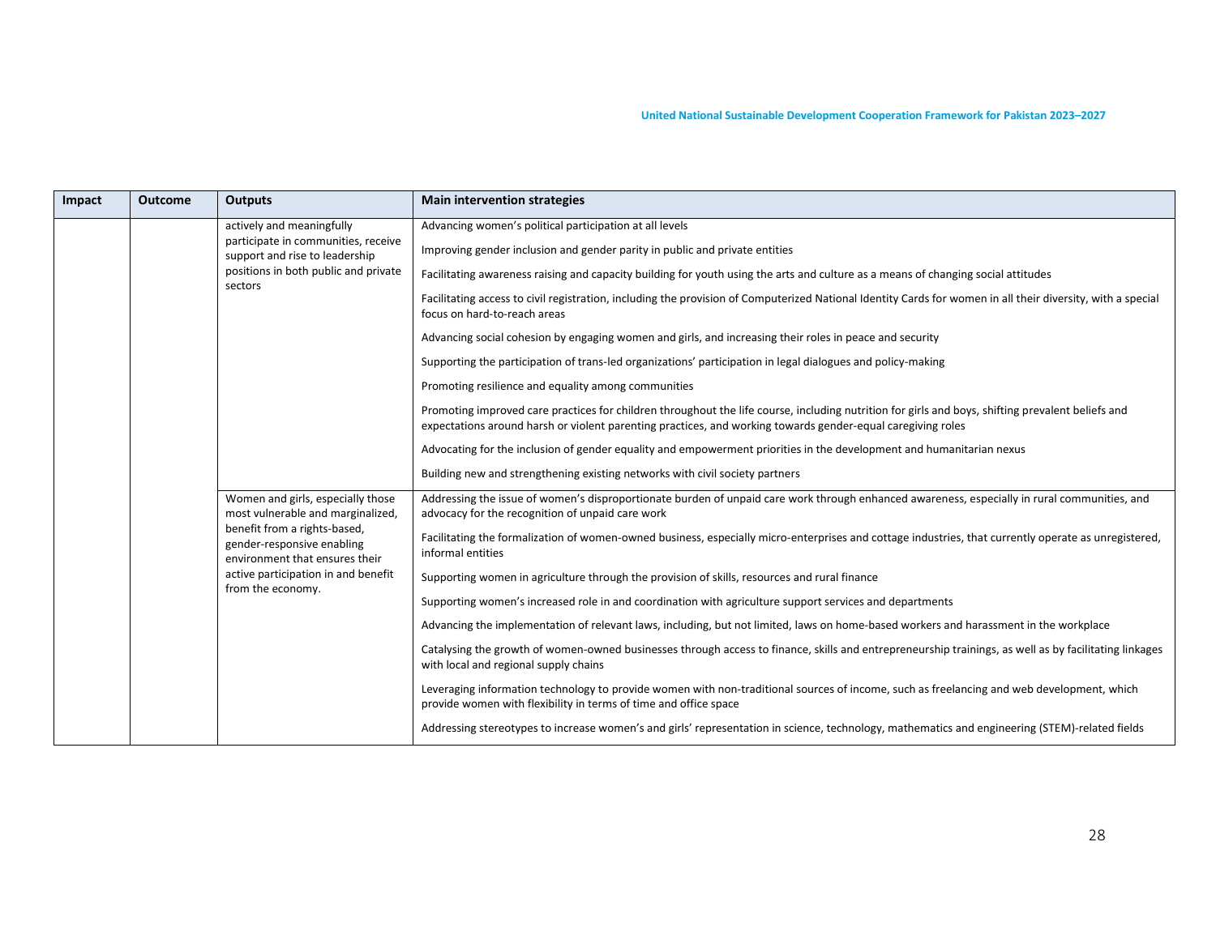| Impact | Outcome | Outputs | Main intervention strategies |
|---|---|---|---|
| | | actively and meaningfully participate in communities, receive support and rise to leadership positions in both public and private sectors | Advancing women's political participation at all levels |
| | | | Improving gender inclusion and gender parity in public and private entities |
| | | | Facilitating awareness raising and capacity building for youth using the arts and culture as a means of changing social attitudes |
| | | | Facilitating access to civil registration, including the provision of Computerized National Identity Cards for women in all their diversity, with a special focus on hard-to-reach areas |
| | | | Advancing social cohesion by engaging women and girls, and increasing their roles in peace and security |
| | | | Supporting the participation of trans-led organizations' participation in legal dialogues and policy-making |
| | | | Promoting resilience and equality among communities |
| | | | Promoting improved care practices for children throughout the life course, including nutrition for girls and boys, shifting prevalent beliefs and expectations around harsh or violent parenting practices, and working towards gender-equal caregiving roles |
| | | | Advocating for the inclusion of gender equality and empowerment priorities in the development and humanitarian nexus |
| | | | Building new and strengthening existing networks with civil society partners |
| | | Women and girls, especially those most vulnerable and marginalized, benefit from a rights-based, gender-responsive enabling environment that ensures their active participation in and benefit from the economy. | Addressing the issue of women's disproportionate burden of unpaid care work through enhanced awareness, especially in rural communities, and advocacy for the recognition of unpaid care work |
| | | | Facilitating the formalization of women-owned business, especially micro-enterprises and cottage industries, that currently operate as unregistered, informal entities |
| | | | Supporting women in agriculture through the provision of skills, resources and rural finance |
| | | | Supporting women's increased role in and coordination with agriculture support services and departments |
| | | | Advancing the implementation of relevant laws, including, but not limited, laws on home-based workers and harassment in the workplace |
| | | | Catalysing the growth of women-owned businesses through access to finance, skills and entrepreneurship trainings, as well as by facilitating linkages with local and regional supply chains |
| | | | Leveraging information technology to provide women with non-traditional sources of income, such as freelancing and web development, which provide women with flexibility in terms of time and office space |
| | | | Addressing stereotypes to increase women's and girls' representation in science, technology, mathematics and engineering (STEM)-related fields |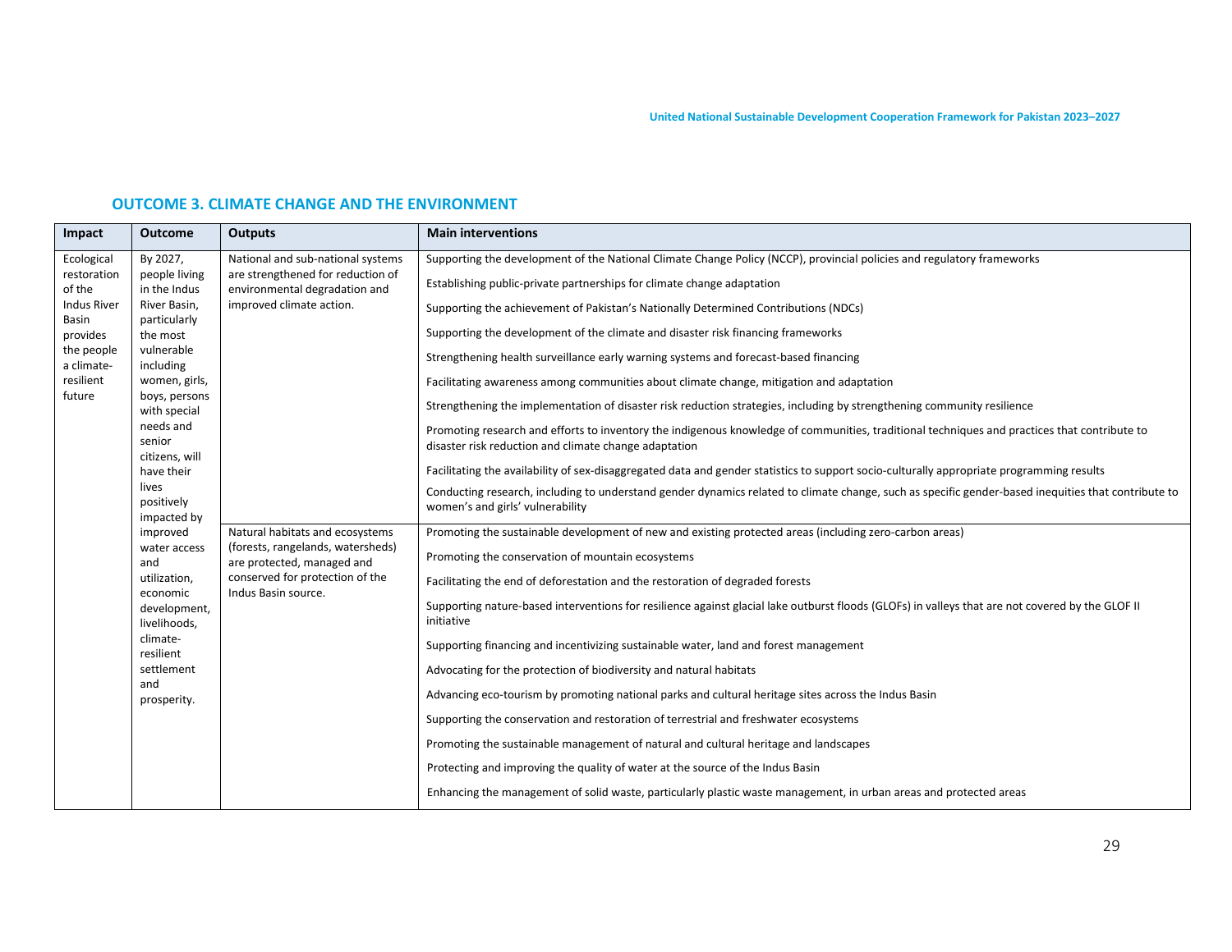## OUTCOME 3. CLIMATE CHANGE AND THE ENVIRONMENT

| Impact | Outcome | Outputs | Main interventions |
|---|---|---|---|
| Ecological restoration of the Indus River Basin provides the people a climate-resilient future | By 2027, people living in the Indus River Basin, particularly the most vulnerable including women, girls, boys, persons with special needs and senior citizens, will have their lives positively impacted by improved water access and utilization, economic development, livelihoods, climate-resilient settlement and prosperity. | National and sub-national systems are strengthened for reduction of environmental degradation and improved climate action. | Supporting the development of the National Climate Change Policy (NCCP), provincial policies and regulatory frameworks |
| | | | Establishing public-private partnerships for climate change adaptation |
| | | | Supporting the achievement of Pakistan's Nationally Determined Contributions (NDCs) |
| | | | Supporting the development of the climate and disaster risk financing frameworks |
| | | | Strengthening health surveillance early warning systems and forecast-based financing |
| | | | Facilitating awareness among communities about climate change, mitigation and adaptation |
| | | | Strengthening the implementation of disaster risk reduction strategies, including by strengthening community resilience |
| | | | Promoting research and efforts to inventory the indigenous knowledge of communities, traditional techniques and practices that contribute to disaster risk reduction and climate change adaptation |
| | | | Facilitating the availability of sex-disaggregated data and gender statistics to support socio-culturally appropriate programming results |
| | | | Conducting research, including to understand gender dynamics related to climate change, such as specific gender-based inequities that contribute to women's and girls' vulnerability |
| | | Natural habitats and ecosystems (forests, rangelands, watersheds) are protected, managed and conserved for protection of the Indus Basin source. | Promoting the sustainable development of new and existing protected areas (including zero-carbon areas) |
| | | | Promoting the conservation of mountain ecosystems |
| | | | Facilitating the end of deforestation and the restoration of degraded forests |
| | | | Supporting nature-based interventions for resilience against glacial lake outburst floods (GLOFs) in valleys that are not covered by the GLOF II initiative |
| | | | Supporting financing and incentivizing sustainable water, land and forest management |
| | | | Advocating for the protection of biodiversity and natural habitats |
| | | | Advancing eco-tourism by promoting national parks and cultural heritage sites across the Indus Basin |
| | | | Supporting the conservation and restoration of terrestrial and freshwater ecosystems |
| | | | Promoting the sustainable management of natural and cultural heritage and landscapes |
| | | | Protecting and improving the quality of water at the source of the Indus Basin |
| | | | Enhancing the management of solid waste, particularly plastic waste management, in urban areas and protected areas |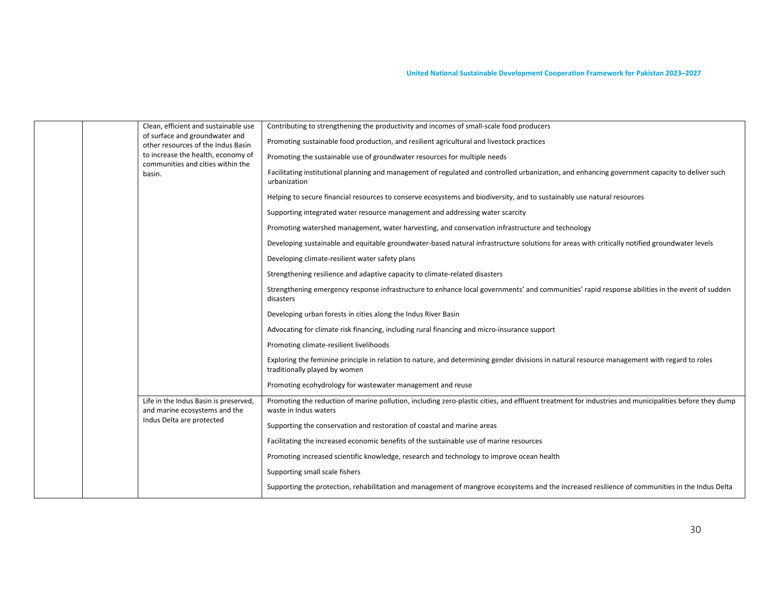| | | | |
|---|---|---|---|
| | | Clean, efficient and sustainable use of surface and groundwater and other resources of the Indus Basin to increase the health, economy of communities and cities within the basin. | Contributing to strengthening the productivity and incomes of small-scale food producers |
| | | | Promoting sustainable food production, and resilient agricultural and livestock practices |
| | | | Promoting the sustainable use of groundwater resources for multiple needs |
| | | | Facilitating institutional planning and management of regulated and controlled urbanization, and enhancing government capacity to deliver such urbanization |
| | | | Helping to secure financial resources to conserve ecosystems and biodiversity, and to sustainably use natural resources |
| | | | Supporting integrated water resource management and addressing water scarcity |
| | | | Promoting watershed management, water harvesting, and conservation infrastructure and technology |
| | | | Developing sustainable and equitable groundwater-based natural infrastructure solutions for areas with critically notified groundwater levels |
| | | | Developing climate-resilient water safety plans |
| | | | Strengthening resilience and adaptive capacity to climate-related disasters |
| | | | Strengthening emergency response infrastructure to enhance local governments' and communities' rapid response abilities in the event of sudden disasters |
| | | | Developing urban forests in cities along the Indus River Basin |
| | | | Advocating for climate risk financing, including rural financing and micro-insurance support |
| | | | Promoting climate-resilient livelihoods |
| | | | Exploring the feminine principle in relation to nature, and determining gender divisions in natural resource management with regard to roles traditionally played by women |
| | | | Promoting ecohydrology for wastewater management and reuse |
| | | Life in the Indus Basin is preserved, and marine ecosystems and the Indus Delta are protected | Promoting the reduction of marine pollution, including zero-plastic cities, and effluent treatment for industries and municipalities before they dump waste in Indus waters |
| | | | Supporting the conservation and restoration of coastal and marine areas |
| | | | Facilitating the increased economic benefits of the sustainable use of marine resources |
| | | | Promoting increased scientific knowledge, research and technology to improve ocean health |
| | | | Supporting small scale fishers |
| | | | Supporting the protection, rehabilitation and management of mangrove ecosystems and the increased resilience of communities in the Indus Delta |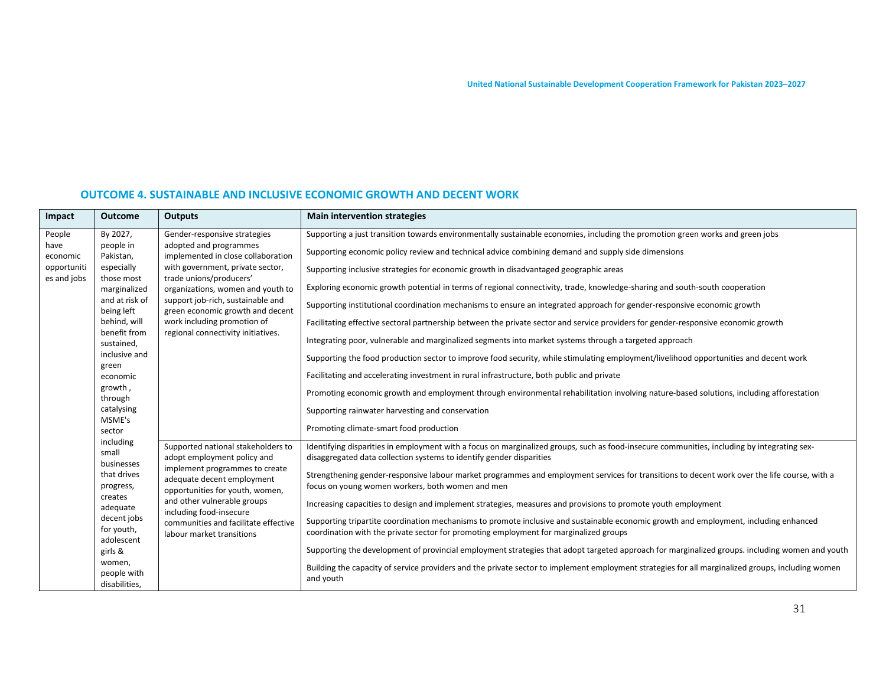## OUTCOME 4. SUSTAINABLE AND INCLUSIVE ECONOMIC GROWTH AND DECENT WORK

| Impact | Outcome | Outputs | Main intervention strategies |
|---|---|---|---|
| People have economic opportunities and jobs | By 2027, people in Pakistan, especially those most marginalized and at risk of being left behind, will benefit from sustained, inclusive and green economic growth , through catalysing MSME's sector including small businesses that drives progress, creates adequate decent jobs for youth, adolescent girls & women, people with disabilities, | Gender-responsive strategies adopted and programmes implemented in close collaboration with government, private sector, trade unions/producers' organizations, women and youth to support job-rich, sustainable and green economic growth and decent work including promotion of regional connectivity initiatives. | Supporting a just transition towards environmentally sustainable economies, including the promotion green works and green jobs<br><br>Supporting economic policy review and technical advice combining demand and supply side dimensions<br><br>Supporting inclusive strategies for economic growth in disadvantaged geographic areas<br><br>Exploring economic growth potential in terms of regional connectivity, trade, knowledge-sharing and south-south cooperation<br><br>Supporting institutional coordination mechanisms to ensure an integrated approach for gender-responsive economic growth<br><br>Facilitating effective sectoral partnership between the private sector and service providers for gender-responsive economic growth<br><br>Integrating poor, vulnerable and marginalized segments into market systems through a targeted approach<br><br>Supporting the food production sector to improve food security, while stimulating employment/livelihood opportunities and decent work<br><br>Facilitating and accelerating investment in rural infrastructure, both public and private<br><br>Promoting economic growth and employment through environmental rehabilitation involving nature-based solutions, including afforestation<br><br>Supporting rainwater harvesting and conservation<br><br>Promoting climate-smart food production |
| | | Supported national stakeholders to adopt employment policy and implement programmes to create adequate decent employment opportunities for youth, women, and other vulnerable groups including food-insecure communities and facilitate effective labour market transitions | Identifying disparities in employment with a focus on marginalized groups, such as food-insecure communities, including by integrating sex-disaggregated data collection systems to identify gender disparities<br><br>Strengthening gender-responsive labour market programmes and employment services for transitions to decent work over the life course, with a focus on young women workers, both women and men<br><br>Increasing capacities to design and implement strategies, measures and provisions to promote youth employment<br><br>Supporting tripartite coordination mechanisms to promote inclusive and sustainable economic growth and employment, including enhanced coordination with the private sector for promoting employment for marginalized groups<br><br>Supporting the development of provincial employment strategies that adopt targeted approach for marginalized groups. including women and youth<br><br>Building the capacity of service providers and the private sector to implement employment strategies for all marginalized groups, including women and youth |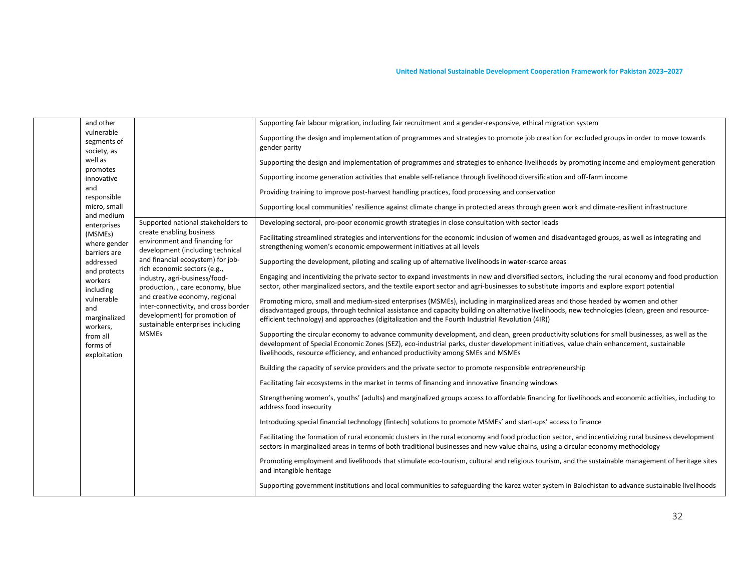| | | | |
|---|---|---|---|
| | and other vulnerable segments of society, as well as promotes innovative and responsible micro, small and medium enterprises (MSMEs) where gender barriers are addressed and protects workers including vulnerable and marginalized workers, from all forms of exploitation | | Supporting fair labour migration, including fair recruitment and a gender-responsive, ethical migration system<br><br>Supporting the design and implementation of programmes and strategies to promote job creation for excluded groups in order to move towards gender parity<br><br>Supporting the design and implementation of programmes and strategies to enhance livelihoods by promoting income and employment generation<br><br>Supporting income generation activities that enable self-reliance through livelihood diversification and off-farm income<br><br>Providing training to improve post-harvest handling practices, food processing and conservation<br><br>Supporting local communities' resilience against climate change in protected areas through green work and climate-resilient infrastructure |
| | | Supported national stakeholders to create enabling business environment and financing for development (including technical and financial ecosystem) for job-rich economic sectors (e.g., industry, agri-business/food-production, , care economy, blue and creative economy, regional inter-connectivity, and cross border development) for promotion of sustainable enterprises including MSMEs | Developing sectoral, pro-poor economic growth strategies in close consultation with sector leads<br><br>Facilitating streamlined strategies and interventions for the economic inclusion of women and disadvantaged groups, as well as integrating and strengthening women's economic empowerment initiatives at all levels<br><br>Supporting the development, piloting and scaling up of alternative livelihoods in water-scarce areas<br><br>Engaging and incentivizing the private sector to expand investments in new and diversified sectors, including the rural economy and food production sector, other marginalized sectors, and the textile export sector and agri-businesses to substitute imports and explore export potential<br><br>Promoting micro, small and medium-sized enterprises (MSMEs), including in marginalized areas and those headed by women and other disadvantaged groups, through technical assistance and capacity building on alternative livelihoods, new technologies (clean, green and resource-efficient technology) and approaches (digitalization and the Fourth Industrial Revolution (4IR))<br><br>Supporting the circular economy to advance community development, and clean, green productivity solutions for small businesses, as well as the development of Special Economic Zones (SEZ), eco-industrial parks, cluster development initiatives, value chain enhancement, sustainable livelihoods, resource efficiency, and enhanced productivity among SMEs and MSMEs<br><br>Building the capacity of service providers and the private sector to promote responsible entrepreneurship<br><br>Facilitating fair ecosystems in the market in terms of financing and innovative financing windows<br><br>Strengthening women's, youths' (adults) and marginalized groups access to affordable financing for livelihoods and economic activities, including to address food insecurity<br><br>Introducing special financial technology (fintech) solutions to promote MSMEs' and start-ups' access to finance<br><br>Facilitating the formation of rural economic clusters in the rural economy and food production sector, and incentivizing rural business development sectors in marginalized areas in terms of both traditional businesses and new value chains, using a circular economy methodology<br><br>Promoting employment and livelihoods that stimulate eco-tourism, cultural and religious tourism, and the sustainable management of heritage sites and intangible heritage<br><br>Supporting government institutions and local communities to safeguarding the karez water system in Balochistan to advance sustainable livelihoods |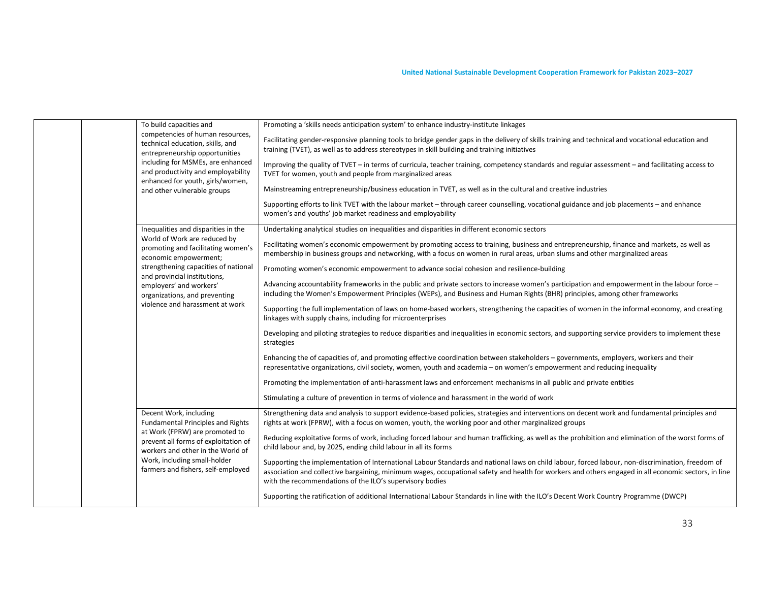| | | | |
|---|---|---|---|
| | | To build capacities and competencies of human resources, technical education, skills, and entrepreneurship opportunities including for MSMEs, are enhanced and productivity and employability enhanced for youth, girls/women, and other vulnerable groups | Promoting a 'skills needs anticipation system' to enhance industry-institute linkages<br><br>Facilitating gender-responsive planning tools to bridge gender gaps in the delivery of skills training and technical and vocational education and training (TVET), as well as to address stereotypes in skill building and training initiatives<br><br>Improving the quality of TVET – in terms of curricula, teacher training, competency standards and regular assessment – and facilitating access to TVET for women, youth and people from marginalized areas<br><br>Mainstreaming entrepreneurship/business education in TVET, as well as in the cultural and creative industries<br><br>Supporting efforts to link TVET with the labour market – through career counselling, vocational guidance and job placements – and enhance women's and youths' job market readiness and employability |
| | | Inequalities and disparities in the World of Work are reduced by promoting and facilitating women's economic empowerment; strengthening capacities of national and provincial institutions, employers' and workers' organizations, and preventing violence and harassment at work | Undertaking analytical studies on inequalities and disparities in different economic sectors<br><br>Facilitating women's economic empowerment by promoting access to training, business and entrepreneurship, finance and markets, as well as membership in business groups and networking, with a focus on women in rural areas, urban slums and other marginalized areas<br><br>Promoting women's economic empowerment to advance social cohesion and resilience-building<br><br>Advancing accountability frameworks in the public and private sectors to increase women's participation and empowerment in the labour force – including the Women's Empowerment Principles (WEPs), and Business and Human Rights (BHR) principles, among other frameworks<br><br>Supporting the full implementation of laws on home-based workers, strengthening the capacities of women in the informal economy, and creating linkages with supply chains, including for microenterprises<br><br>Developing and piloting strategies to reduce disparities and inequalities in economic sectors, and supporting service providers to implement these strategies<br><br>Enhancing the of capacities of, and promoting effective coordination between stakeholders – governments, employers, workers and their representative organizations, civil society, women, youth and academia – on women's empowerment and reducing inequality<br><br>Promoting the implementation of anti-harassment laws and enforcement mechanisms in all public and private entities<br><br>Stimulating a culture of prevention in terms of violence and harassment in the world of work |
| | | Decent Work, including Fundamental Principles and Rights at Work (FPRW) are promoted to prevent all forms of exploitation of workers and other in the World of Work, including small-holder farmers and fishers, self-employed | Strengthening data and analysis to support evidence-based policies, strategies and interventions on decent work and fundamental principles and rights at work (FPRW), with a focus on women, youth, the working poor and other marginalized groups<br><br>Reducing exploitative forms of work, including forced labour and human trafficking, as well as the prohibition and elimination of the worst forms of child labour and, by 2025, ending child labour in all its forms<br><br>Supporting the implementation of International Labour Standards and national laws on child labour, forced labour, non-discrimination, freedom of association and collective bargaining, minimum wages, occupational safety and health for workers and others engaged in all economic sectors, in line with the recommendations of the ILO's supervisory bodies<br><br>Supporting the ratification of additional International Labour Standards in line with the ILO's Decent Work Country Programme (DWCP) |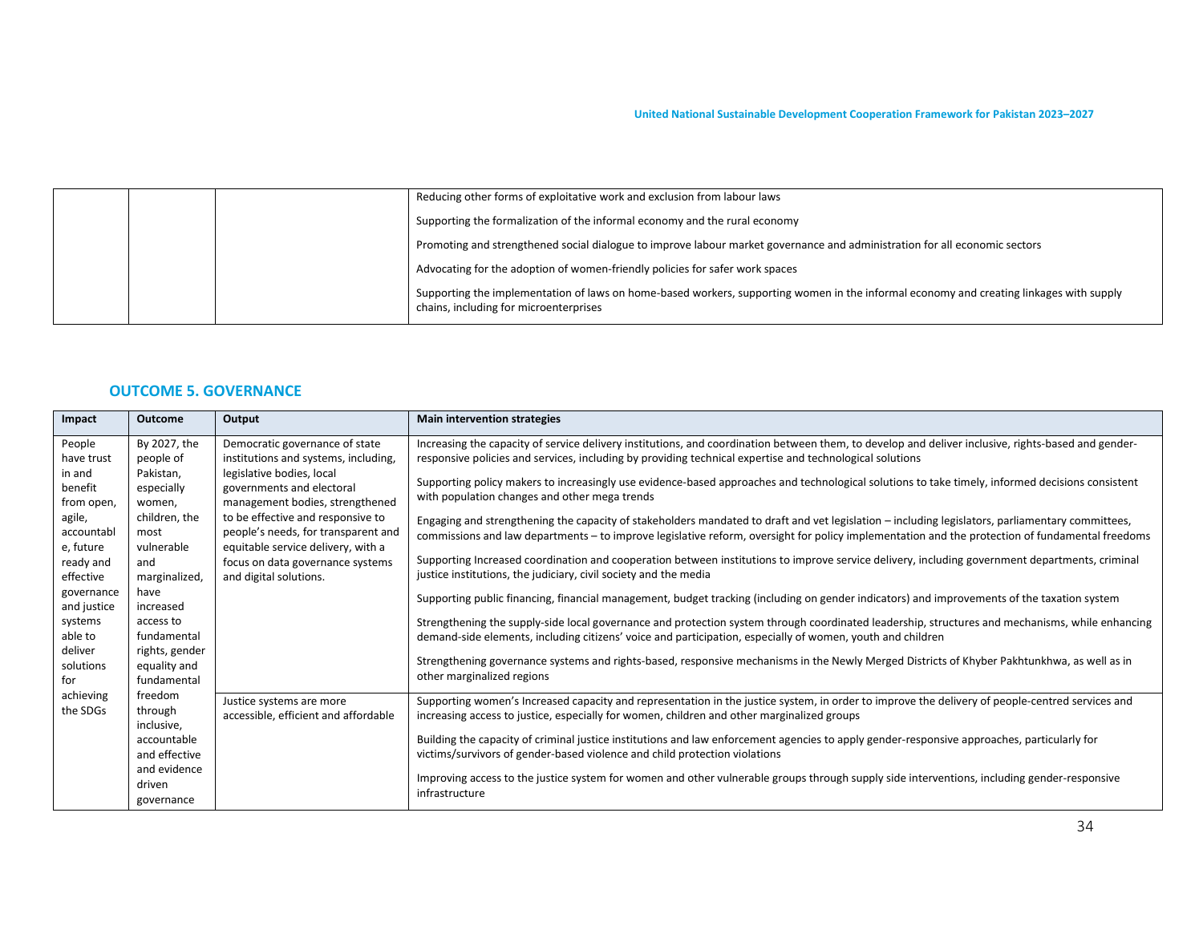| | | | |
|---|---|---|---|
| | | | Reducing other forms of exploitative work and exclusion from labour laws<br><br>Supporting the formalization of the informal economy and the rural economy<br><br>Promoting and strengthened social dialogue to improve labour market governance and administration for all economic sectors<br><br>Advocating for the adoption of women-friendly policies for safer work spaces<br><br>Supporting the implementation of laws on home-based workers, supporting women in the informal economy and creating linkages with supply chains, including for microenterprises |

## OUTCOME 5. GOVERNANCE

| Impact | Outcome | Output | Main intervention strategies |
|---|---|---|---|
| People have trust in and benefit from open, agile, accountable, future ready and effective governance and justice systems able to deliver solutions for achieving the SDGs | By 2027, the people of Pakistan, especially women, children, the most vulnerable and marginalized, have increased access to fundamental rights, gender equality and fundamental freedom through inclusive, accountable and effective and evidence driven governance | Democratic governance of state institutions and systems, including, legislative bodies, local governments and electoral management bodies, strengthened to be effective and responsive to people's needs, for transparent and equitable service delivery, with a focus on data governance systems and digital solutions. | Increasing the capacity of service delivery institutions, and coordination between them, to develop and deliver inclusive, rights-based and gender-responsive policies and services, including by providing technical expertise and technological solutions<br><br>Supporting policy makers to increasingly use evidence-based approaches and technological solutions to take timely, informed decisions consistent with population changes and other mega trends<br><br>Engaging and strengthening the capacity of stakeholders mandated to draft and vet legislation – including legislators, parliamentary committees, commissions and law departments – to improve legislative reform, oversight for policy implementation and the protection of fundamental freedoms<br><br>Supporting Increased coordination and cooperation between institutions to improve service delivery, including government departments, criminal justice institutions, the judiciary, civil society and the media<br><br>Supporting public financing, financial management, budget tracking (including on gender indicators) and improvements of the taxation system<br><br>Strengthening the supply-side local governance and protection system through coordinated leadership, structures and mechanisms, while enhancing demand-side elements, including citizens' voice and participation, especially of women, youth and children<br><br>Strengthening governance systems and rights-based, responsive mechanisms in the Newly Merged Districts of Khyber Pakhtunkhwa, as well as in other marginalized regions |
| | | Justice systems are more accessible, efficient and affordable | Supporting women's Increased capacity and representation in the justice system, in order to improve the delivery of people-centred services and increasing access to justice, especially for women, children and other marginalized groups<br><br>Building the capacity of criminal justice institutions and law enforcement agencies to apply gender-responsive approaches, particularly for victims/survivors of gender-based violence and child protection violations<br><br>Improving access to the justice system for women and other vulnerable groups through supply side interventions, including gender-responsive infrastructure |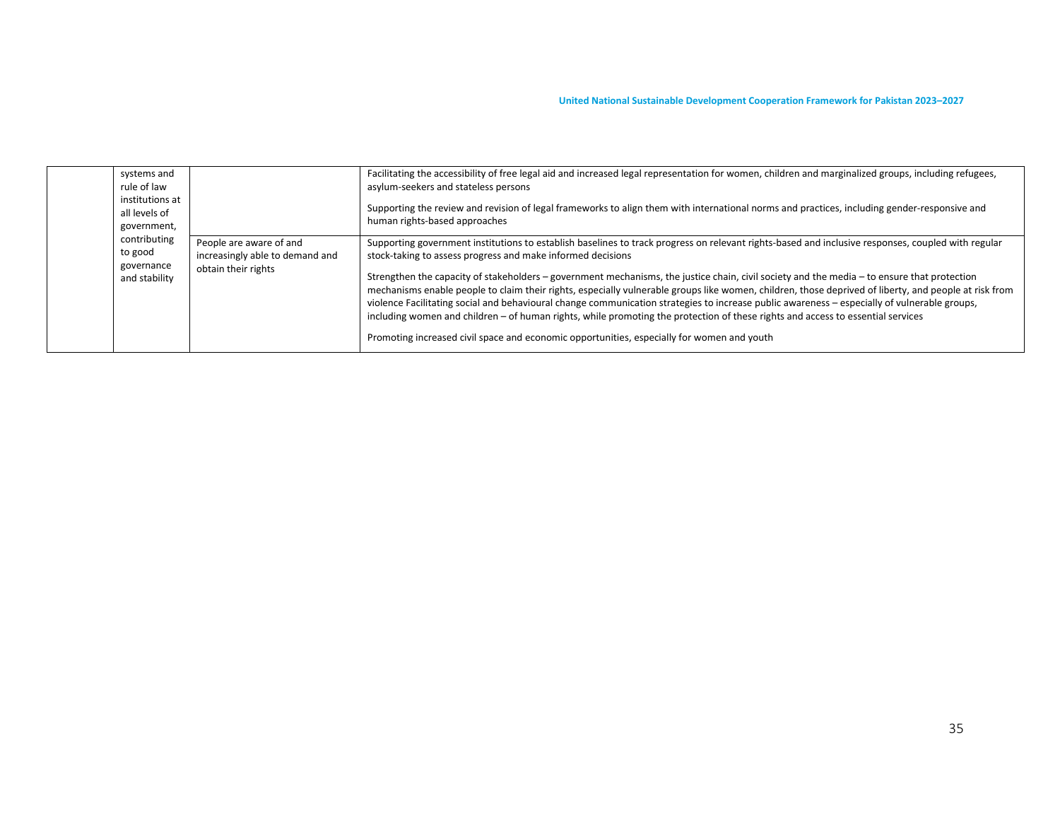| | | | |
|---|---|---|---|
| | systems and rule of law institutions at all levels of government, contributing to good governance and stability | | Facilitating the accessibility of free legal aid and increased legal representation for women, children and marginalized groups, including refugees, asylum-seekers and stateless persons<br><br>Supporting the review and revision of legal frameworks to align them with international norms and practices, including gender-responsive and human rights-based approaches |
| | | People are aware of and increasingly able to demand and obtain their rights | Supporting government institutions to establish baselines to track progress on relevant rights-based and inclusive responses, coupled with regular stock-taking to assess progress and make informed decisions<br><br>Strengthen the capacity of stakeholders – government mechanisms, the justice chain, civil society and the media – to ensure that protection mechanisms enable people to claim their rights, especially vulnerable groups like women, children, those deprived of liberty, and people at risk from violence Facilitating social and behavioural change communication strategies to increase public awareness – especially of vulnerable groups, including women and children – of human rights, while promoting the protection of these rights and access to essential services<br><br>Promoting increased civil space and economic opportunities, especially for women and youth |